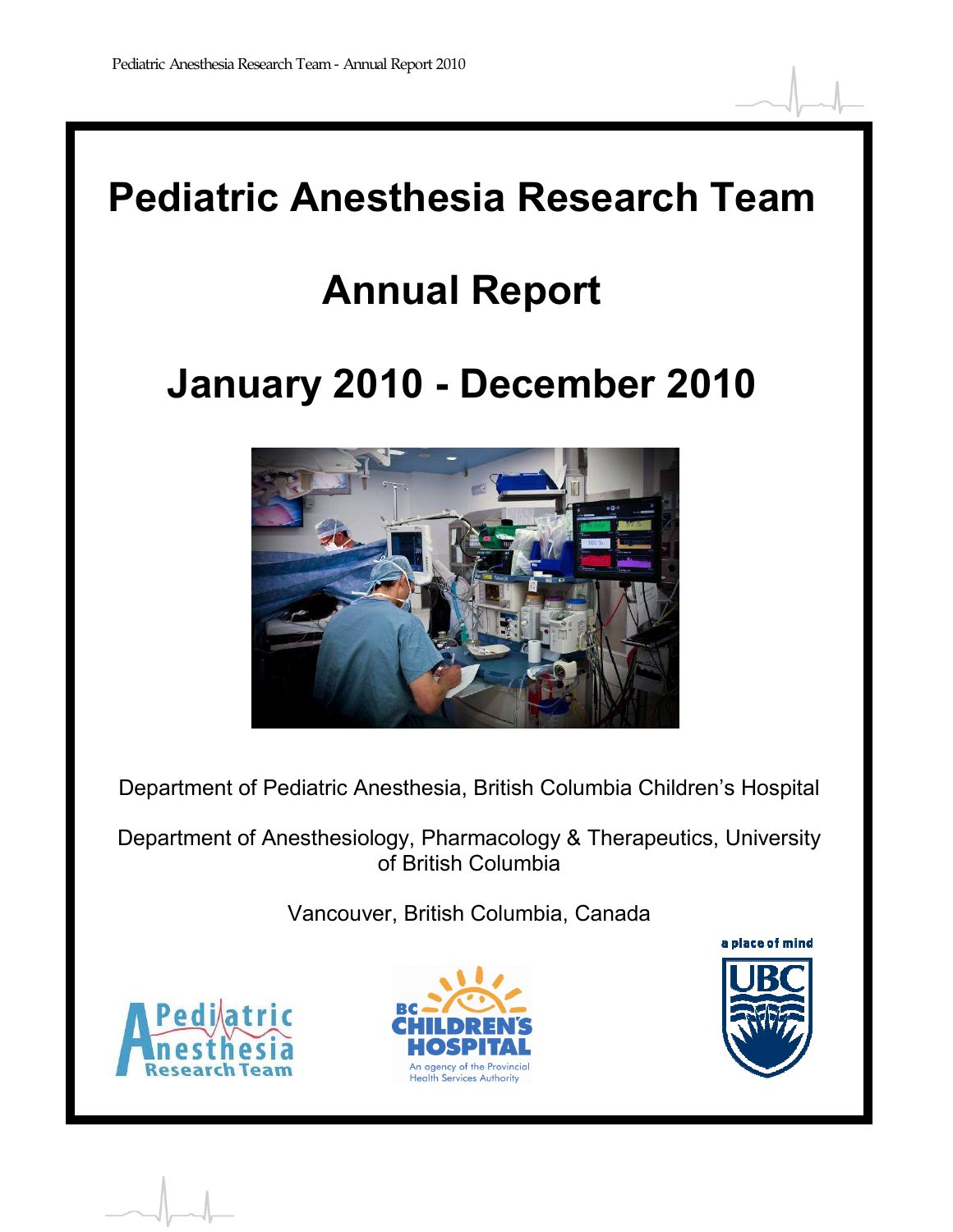# Pediatric Anesthesia Research Team

# Annual Report

# January 2010 - December 2010

Department of Pediatric Anesthesia, British Columbia Children's Hospital

Department of Anesthesiology, Pharmacology & Therapeutics, University of British Columbia

Vancouver, British Columbia, Canada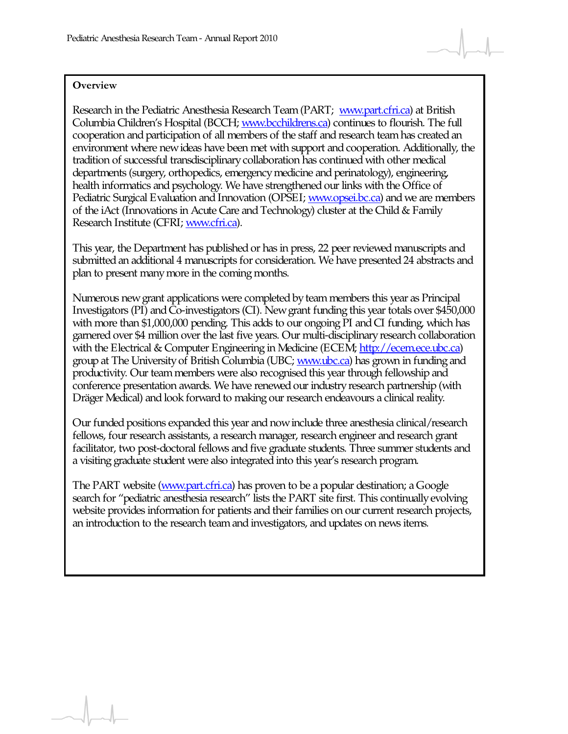## Overview

Research in the Pediatric Anesthesia Research Team (PART; www.part.cfri.ca) at British Columbia Children's Hospital (BCCH; www.bcchildrens.ca) continues to flourish. The full cooperation and participation of all members of the staff and research team has created an environment where new ideas have been met with support and cooperation. Additionally, the tradition of successful transdisciplinary collaboration has continued with other medical departments (surgery, orthopedics, emergency medicine and perinatology), engineering, health informatics and psychology. We have strengthened our links with the Office of Pediatric Surgical Evaluation and Innovation (OPSEI; www.opsei.bc.ca) and we are members of the iAct (Innovations in Acute Care and Technology) cluster at the Child & Family Research Institute (CFRI; www.cfri.ca).

This year, the Department has published or has in press, 22 peer reviewed manuscripts and submitted an additional 4 manuscripts for consideration. We have presented 24 abstracts and plan to present many more in the coming months.

Numerous new grant applications were completed by team members this year as Principal Investigators (PI) and Co-investigators (CI). New grant funding this year totals over $450,000 with more than $1,000,000 pending. This adds to our ongoing PI and CI funding, which has garnered over $4 million over the last five years. Our multi-disciplinary research collaboration with the Electrical & Computer Engineering in Medicine (ECEM; http://ecem.ece.ubc.ca) group at The University of British Columbia (UBC; www.ubc.ca) has grown in funding and productivity. Our team members were also recognised this year through fellowship and conference presentation awards. We have renewed our industry research partnership (with Dräger Medical) and look forward to making our research endeavours a clinical reality.

Our funded positions expanded this year and now include three anesthesia clinical/research fellows, four research assistants, a research manager, research engineer and research grant facilitator, two post-doctoral fellows and five graduate students. Three summer students and a visiting graduate student were also integrated into this year's research program.

The PART website (www.part.cfri.ca) has proven to be a popular destination; a Google search for "pediatric anesthesia research" lists the PART site first. This continually evolving website provides information for patients and their families on our current research projects, an introduction to the research team and investigators, and updates on news items.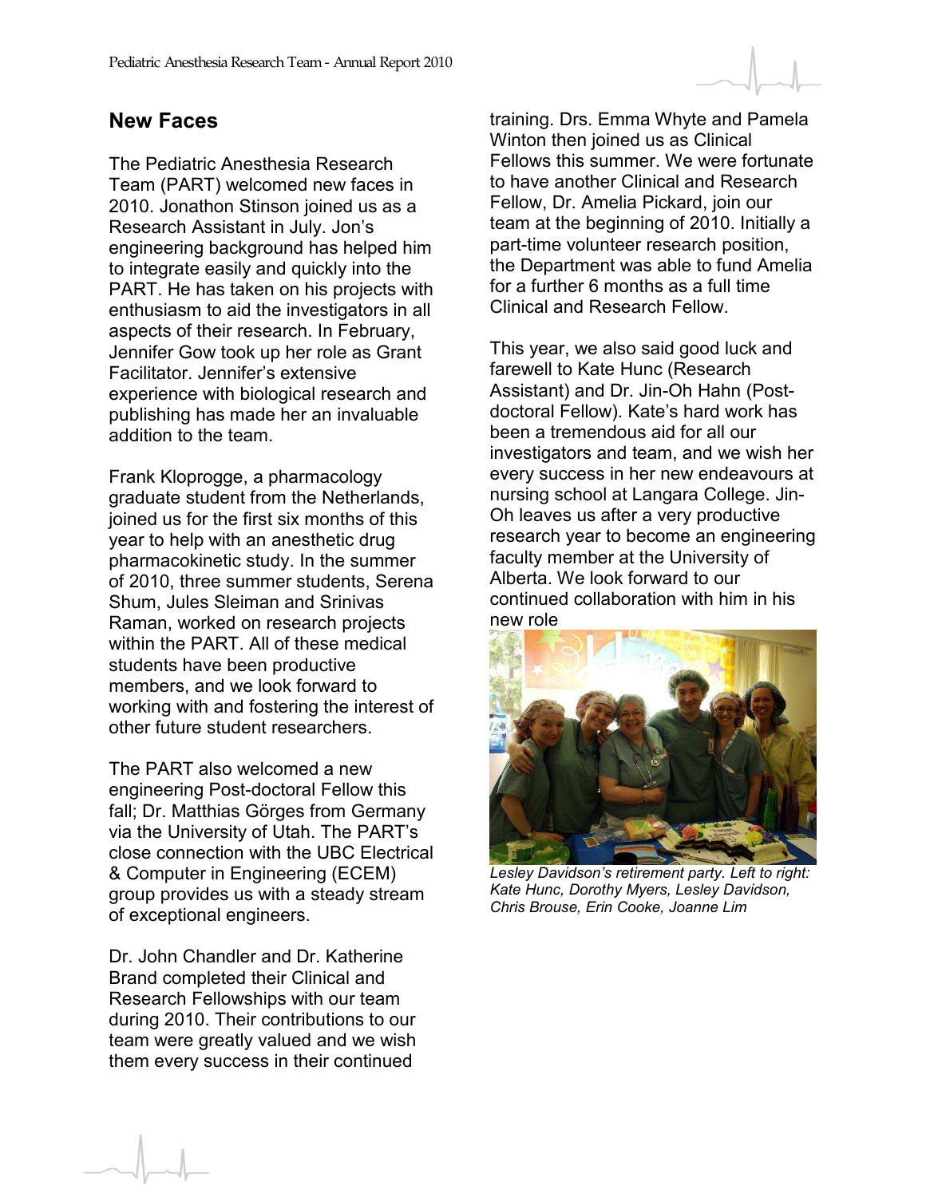## New Faces

The Pediatric Anesthesia Research Team (PART) welcomed new faces in 2010. Jonathon Stinson joined us as a Research Assistant in July. Jon's engineering background has helped him to integrate easily and quickly into the PART. He has taken on his projects with enthusiasm to aid the investigators in all aspects of their research. In February, Jennifer Gow took up her role as Grant Facilitator. Jennifer's extensive experience with biological research and publishing has made her an invaluable addition to the team.

Frank Kloprogge, a pharmacology graduate student from the Netherlands, joined us for the first six months of this year to help with an anesthetic drug pharmacokinetic study. In the summer of 2010, three summer students, Serena Shum, Jules Sleiman and Srinivas Raman, worked on research projects within the PART. All of these medical students have been productive members, and we look forward to working with and fostering the interest of other future student researchers.

The PART also welcomed a new engineering Post-doctoral Fellow this fall; Dr. Matthias Görges from Germany via the University of Utah. The PART's close connection with the UBC Electrical & Computer in Engineering (ECEM) group provides us with a steady stream of exceptional engineers.

Dr. John Chandler and Dr. Katherine Brand completed their Clinical and Research Fellowships with our team during 2010. Their contributions to our team were greatly valued and we wish them every success in their continued training. Drs. Emma Whyte and Pamela Winton then joined us as Clinical Fellows this summer. We were fortunate to have another Clinical and Research Fellow, Dr. Amelia Pickard, join our team at the beginning of 2010. Initially a part-time volunteer research position, the Department was able to fund Amelia for a further 6 months as a full time Clinical and Research Fellow.

This year, we also said good luck and farewell to Kate Hunc (Research Assistant) and Dr. Jin-Oh Hahn (Post-doctoral Fellow). Kate's hard work has been a tremendous aid for all our investigators and team, and we wish her every success in her new endeavours at nursing school at Langara College. Jin-Oh leaves us after a very productive research year to become an engineering faculty member at the University of Alberta. We look forward to our continued collaboration with him in his new role

*Lesley Davidson's retirement party. Left to right: Kate Hunc, Dorothy Myers, Lesley Davidson, Chris Brouse, Erin Cooke, Joanne Lim*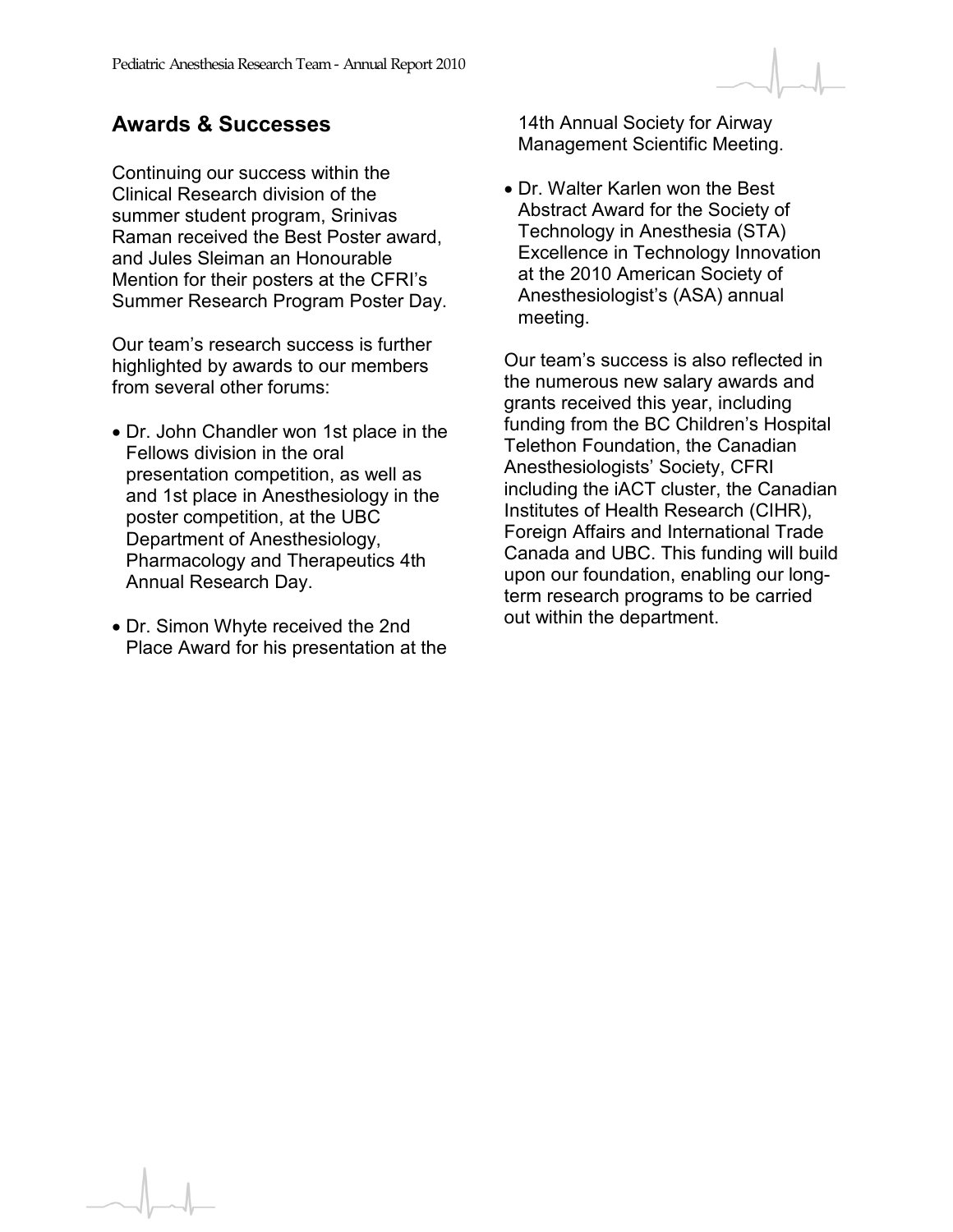## Awards & Successes

Continuing our success within the Clinical Research division of the summer student program, Srinivas Raman received the Best Poster award, and Jules Sleiman an Honourable Mention for their posters at the CFRI's Summer Research Program Poster Day.

Our team's research success is further highlighted by awards to our members from several other forums:

- Dr. John Chandler won 1st place in the Fellows division in the oral presentation competition, as well as and 1st place in Anesthesiology in the poster competition, at the UBC Department of Anesthesiology, Pharmacology and Therapeutics 4th Annual Research Day.
- Dr. Simon Whyte received the 2nd Place Award for his presentation at the 14th Annual Society for Airway Management Scientific Meeting.
- Dr. Walter Karlen won the Best Abstract Award for the Society of Technology in Anesthesia (STA) Excellence in Technology Innovation at the 2010 American Society of Anesthesiologist's (ASA) annual meeting.

Our team's success is also reflected in the numerous new salary awards and grants received this year, including funding from the BC Children's Hospital Telethon Foundation, the Canadian Anesthesiologists' Society, CFRI including the iACT cluster, the Canadian Institutes of Health Research (CIHR), Foreign Affairs and International Trade Canada and UBC. This funding will build upon our foundation, enabling our long-term research programs to be carried out within the department.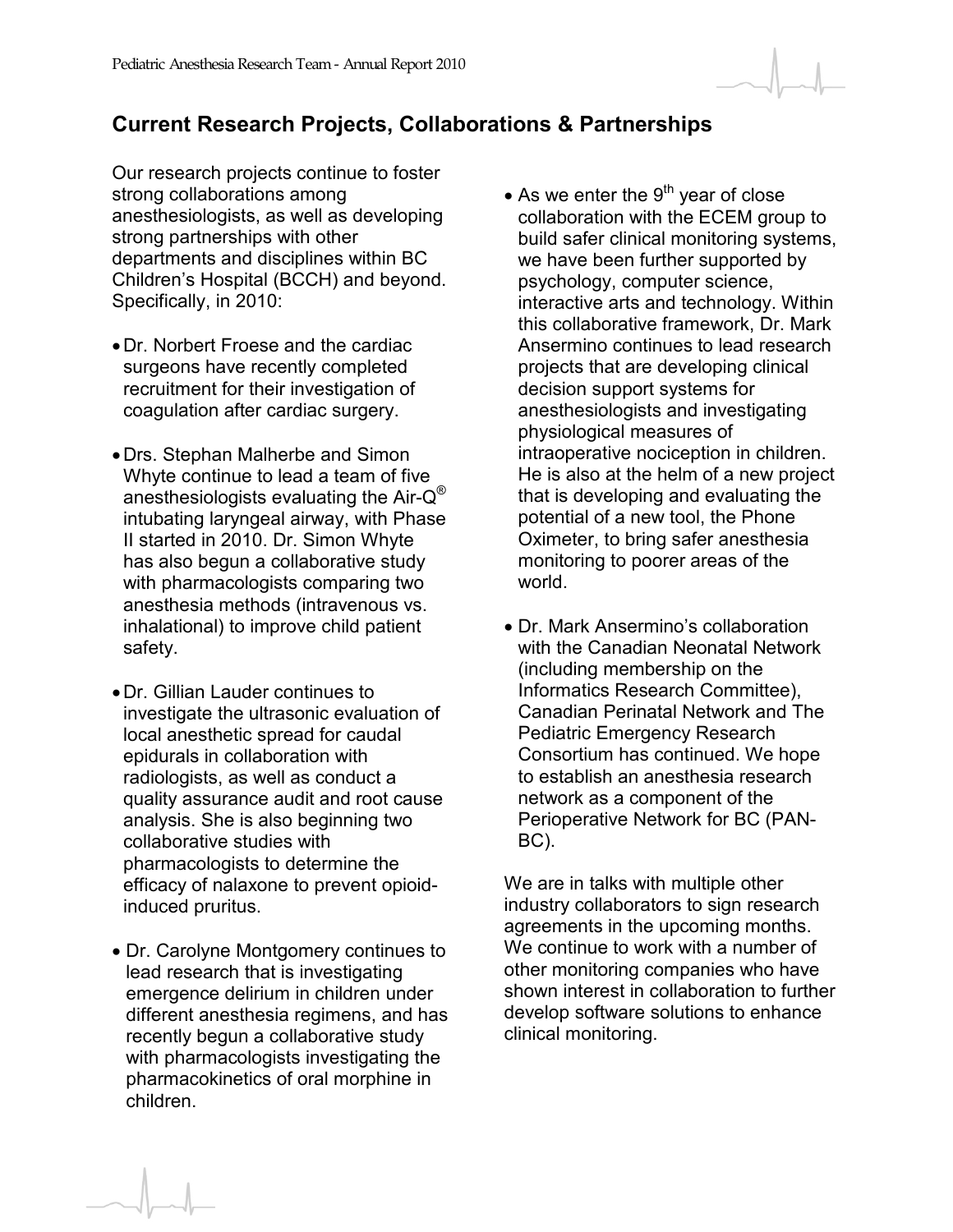## Current Research Projects, Collaborations & Partnerships

Our research projects continue to foster strong collaborations among anesthesiologists, as well as developing strong partnerships with other departments and disciplines within BC Children's Hospital (BCCH) and beyond. Specifically, in 2010:

- Dr. Norbert Froese and the cardiac surgeons have recently completed recruitment for their investigation of coagulation after cardiac surgery.

- Drs. Stephan Malherbe and Simon Whyte continue to lead a team of five anesthesiologists evaluating the Air-Q® intubating laryngeal airway, with Phase II started in 2010. Dr. Simon Whyte has also begun a collaborative study with pharmacologists comparing two anesthesia methods (intravenous vs. inhalational) to improve child patient safety.

- Dr. Gillian Lauder continues to investigate the ultrasonic evaluation of local anesthetic spread for caudal epidurals in collaboration with radiologists, as well as conduct a quality assurance audit and root cause analysis. She is also beginning two collaborative studies with pharmacologists to determine the efficacy of nalaxone to prevent opioid-induced pruritus.

- Dr. Carolyne Montgomery continues to lead research that is investigating emergence delirium in children under different anesthesia regimens, and has recently begun a collaborative study with pharmacologists investigating the pharmacokinetics of oral morphine in children.

- As we enter the 9th year of close collaboration with the ECEM group to build safer clinical monitoring systems, we have been further supported by psychology, computer science, interactive arts and technology. Within this collaborative framework, Dr. Mark Ansermino continues to lead research projects that are developing clinical decision support systems for anesthesiologists and investigating physiological measures of intraoperative nociception in children. He is also at the helm of a new project that is developing and evaluating the potential of a new tool, the Phone Oximeter, to bring safer anesthesia monitoring to poorer areas of the world.

- Dr. Mark Ansermino's collaboration with the Canadian Neonatal Network (including membership on the Informatics Research Committee), Canadian Perinatal Network and The Pediatric Emergency Research Consortium has continued. We hope to establish an anesthesia research network as a component of the Perioperative Network for BC (PAN-BC).

We are in talks with multiple other industry collaborators to sign research agreements in the upcoming months. We continue to work with a number of other monitoring companies who have shown interest in collaboration to further develop software solutions to enhance clinical monitoring.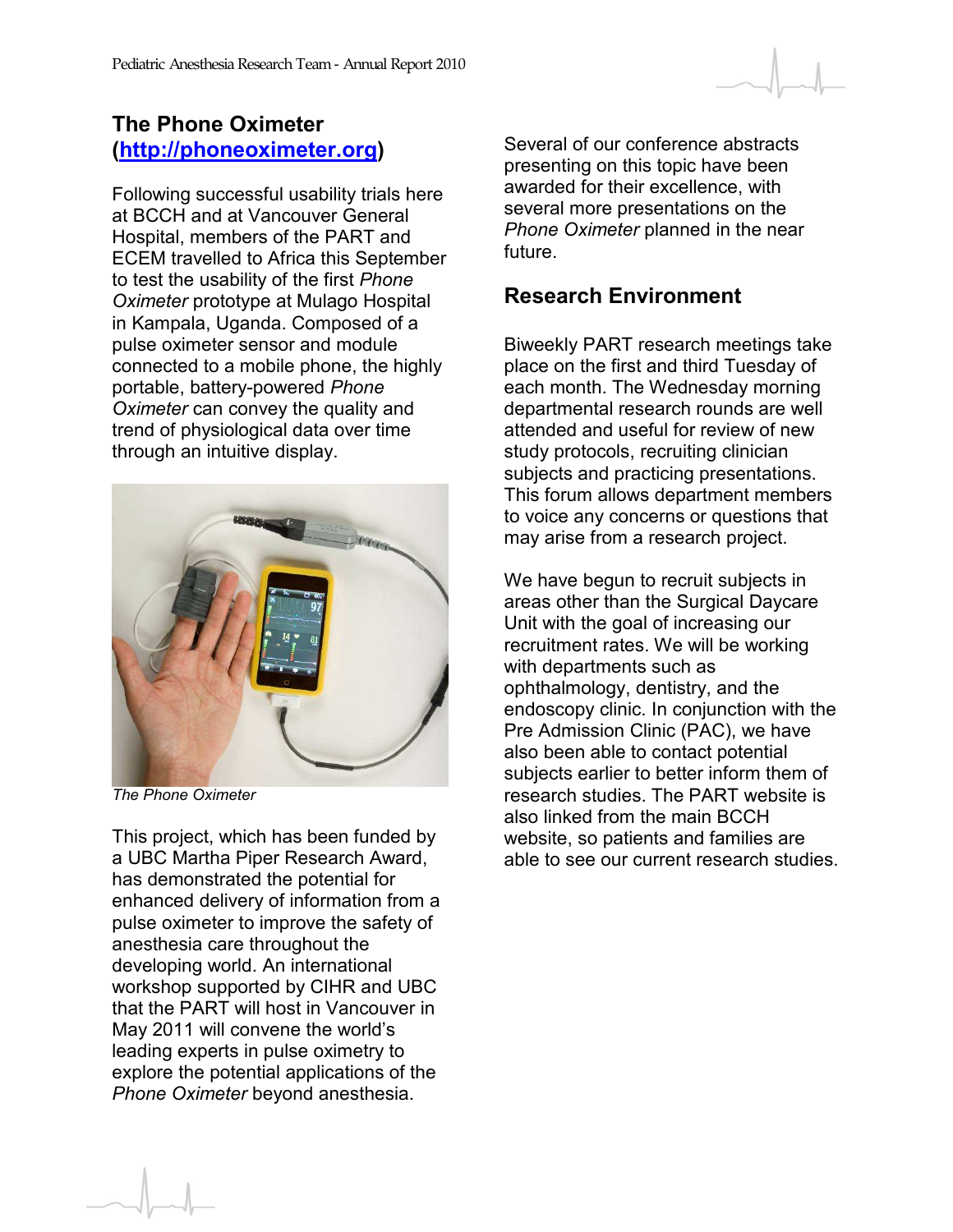## The Phone Oximeter (http://phoneoximeter.org)

Following successful usability trials here at BCCH and at Vancouver General Hospital, members of the PART and ECEM travelled to Africa this September to test the usability of the first *Phone Oximeter* prototype at Mulago Hospital in Kampala, Uganda. Composed of a pulse oximeter sensor and module connected to a mobile phone, the highly portable, battery-powered *Phone Oximeter* can convey the quality and trend of physiological data over time through an intuitive display.

*The Phone Oximeter*

This project, which has been funded by a UBC Martha Piper Research Award, has demonstrated the potential for enhanced delivery of information from a pulse oximeter to improve the safety of anesthesia care throughout the developing world. An international workshop supported by CIHR and UBC that the PART will host in Vancouver in May 2011 will convene the world's leading experts in pulse oximetry to explore the potential applications of the *Phone Oximeter* beyond anesthesia.

Several of our conference abstracts presenting on this topic have been awarded for their excellence, with several more presentations on the *Phone Oximeter* planned in the near future.

## Research Environment

Biweekly PART research meetings take place on the first and third Tuesday of each month. The Wednesday morning departmental research rounds are well attended and useful for review of new study protocols, recruiting clinician subjects and practicing presentations. This forum allows department members to voice any concerns or questions that may arise from a research project.

We have begun to recruit subjects in areas other than the Surgical Daycare Unit with the goal of increasing our recruitment rates. We will be working with departments such as ophthalmology, dentistry, and the endoscopy clinic. In conjunction with the Pre Admission Clinic (PAC), we have also been able to contact potential subjects earlier to better inform them of research studies. The PART website is also linked from the main BCCH website, so patients and families are able to see our current research studies.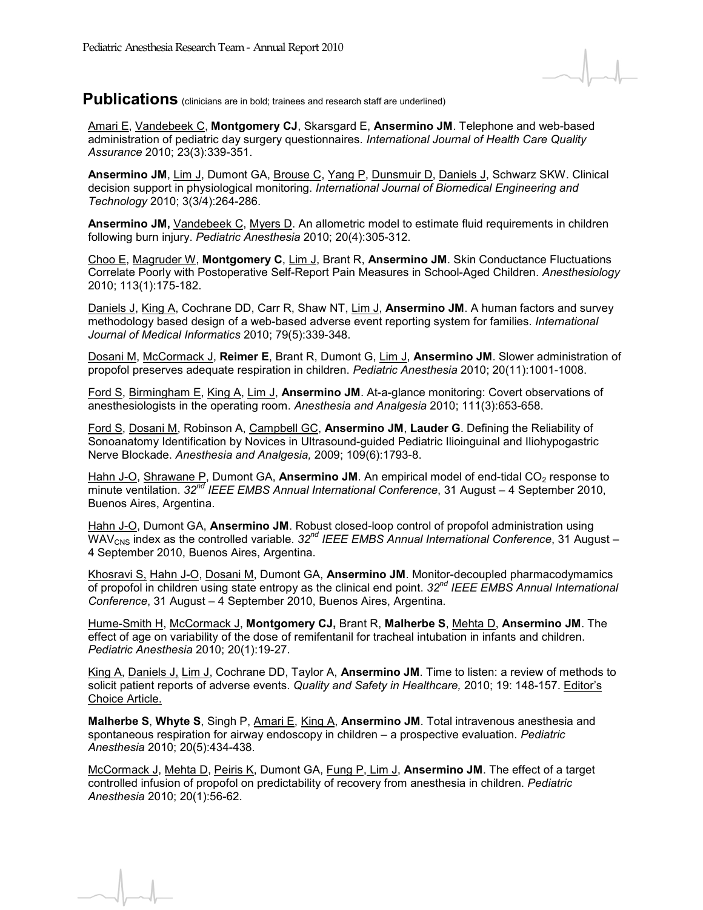## Publications (clinicians are in bold; trainees and research staff are underlined)

Amari E, Vandebeek C, **Montgomery CJ**, Skarsgard E, **Ansermino JM**. Telephone and web-based administration of pediatric day surgery questionnaires. *International Journal of Health Care Quality Assurance* 2010; 23(3):339-351.

**Ansermino JM**, Lim J, Dumont GA, Brouse C, Yang P, Dunsmuir D, Daniels J, Schwarz SKW. Clinical decision support in physiological monitoring. *International Journal of Biomedical Engineering and Technology* 2010; 3(3/4):264-286.

**Ansermino JM,** Vandebeek C, Myers D. An allometric model to estimate fluid requirements in children following burn injury. *Pediatric Anesthesia* 2010; 20(4):305-312.

Choo E, Magruder W, **Montgomery C**, Lim J, Brant R, **Ansermino JM**. Skin Conductance Fluctuations Correlate Poorly with Postoperative Self-Report Pain Measures in School-Aged Children. *Anesthesiology* 2010; 113(1):175-182.

Daniels J, King A, Cochrane DD, Carr R, Shaw NT, Lim J, **Ansermino JM**. A human factors and survey methodology based design of a web-based adverse event reporting system for families. *International Journal of Medical Informatics* 2010; 79(5):339-348.

Dosani M, McCormack J, **Reimer E**, Brant R, Dumont G, Lim J, **Ansermino JM**. Slower administration of propofol preserves adequate respiration in children. *Pediatric Anesthesia* 2010; 20(11):1001-1008.

Ford S, Birmingham E, King A, Lim J, **Ansermino JM**. At-a-glance monitoring: Covert observations of anesthesiologists in the operating room. *Anesthesia and Analgesia* 2010; 111(3):653-658.

Ford S, Dosani M, Robinson A, Campbell GC, **Ansermino JM**, **Lauder G**. Defining the Reliability of Sonoanatomy Identification by Novices in Ultrasound-guided Pediatric Ilioinguinal and Iliohypogastric Nerve Blockade. *Anesthesia and Analgesia,* 2009; 109(6):1793-8.

Hahn J-O, Shrawane P, Dumont GA, **Ansermino JM**. An empirical model of end-tidal $CO_2$ response to minute ventilation. *32nd IEEE EMBS Annual International Conference*, 31 August – 4 September 2010, Buenos Aires, Argentina.

Hahn J-O, Dumont GA, **Ansermino JM**. Robust closed-loop control of propofol administration using $WAV_{CNS}$ index as the controlled variable. *32nd IEEE EMBS Annual International Conference*, 31 August – 4 September 2010, Buenos Aires, Argentina.

Khosravi S, Hahn J-O, Dosani M, Dumont GA, **Ansermino JM**. Monitor-decoupled pharmacodymamics of propofol in children using state entropy as the clinical end point. *32nd IEEE EMBS Annual International Conference*, 31 August – 4 September 2010, Buenos Aires, Argentina.

Hume-Smith H, McCormack J, **Montgomery CJ,** Brant R, **Malherbe S**, Mehta D, **Ansermino JM**. The effect of age on variability of the dose of remifentanil for tracheal intubation in infants and children. *Pediatric Anesthesia* 2010; 20(1):19-27.

King A, Daniels J, Lim J, Cochrane DD, Taylor A, **Ansermino JM**. Time to listen: a review of methods to solicit patient reports of adverse events. *Quality and Safety in Healthcare,* 2010; 19: 148-157. Editor's Choice Article.

**Malherbe S**, **Whyte S**, Singh P, Amari E, King A, **Ansermino JM**. Total intravenous anesthesia and spontaneous respiration for airway endoscopy in children – a prospective evaluation. *Pediatric Anesthesia* 2010; 20(5):434-438.

McCormack J, Mehta D, Peiris K, Dumont GA, Fung P, Lim J, **Ansermino JM**. The effect of a target controlled infusion of propofol on predictability of recovery from anesthesia in children. *Pediatric Anesthesia* 2010; 20(1):56-62.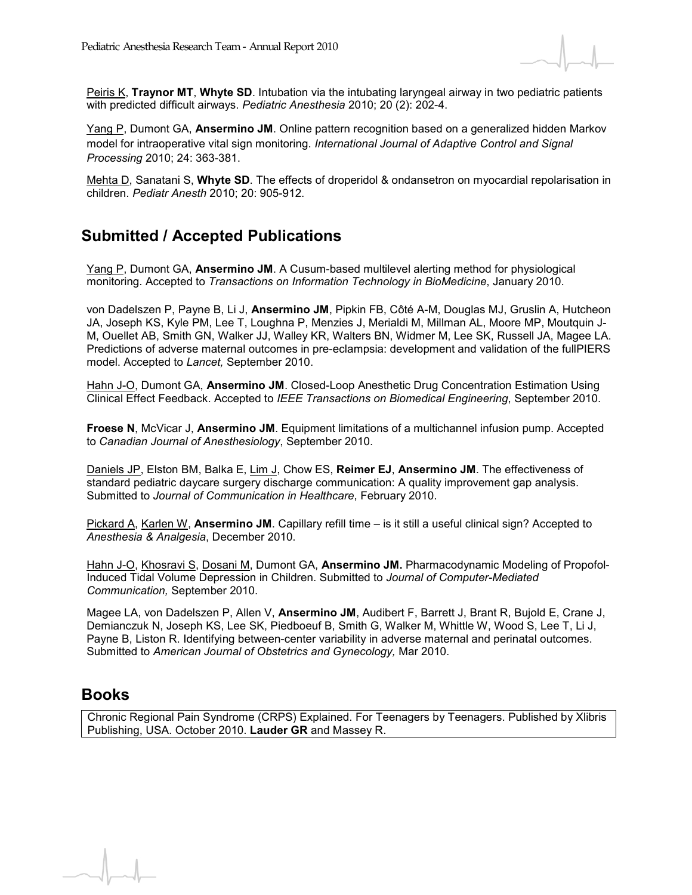Peiris K, **Traynor MT**, **Whyte SD**. Intubation via the intubating laryngeal airway in two pediatric patients with predicted difficult airways. *Pediatric Anesthesia* 2010; 20 (2): 202-4.

Yang P, Dumont GA, **Ansermino JM**. Online pattern recognition based on a generalized hidden Markov model for intraoperative vital sign monitoring. *International Journal of Adaptive Control and Signal Processing* 2010; 24: 363-381.

Mehta D, Sanatani S, **Whyte SD**. The effects of droperidol & ondansetron on myocardial repolarisation in children. *Pediatr Anesth* 2010; 20: 905-912.

## Submitted / Accepted Publications

Yang P, Dumont GA, **Ansermino JM**. A Cusum-based multilevel alerting method for physiological monitoring. Accepted to *Transactions on Information Technology in BioMedicine*, January 2010.

von Dadelszen P, Payne B, Li J, **Ansermino JM**, Pipkin FB, Côté A-M, Douglas MJ, Gruslin A, Hutcheon JA, Joseph KS, Kyle PM, Lee T, Loughna P, Menzies J, Merialdi M, Millman AL, Moore MP, Moutquin J-M, Ouellet AB, Smith GN, Walker JJ, Walley KR, Walters BN, Widmer M, Lee SK, Russell JA, Magee LA. Predictions of adverse maternal outcomes in pre-eclampsia: development and validation of the fullPIERS model. Accepted to *Lancet,* September 2010.

Hahn J-O, Dumont GA, **Ansermino JM**. Closed-Loop Anesthetic Drug Concentration Estimation Using Clinical Effect Feedback. Accepted to *IEEE Transactions on Biomedical Engineering*, September 2010.

**Froese N**, McVicar J, **Ansermino JM**. Equipment limitations of a multichannel infusion pump. Accepted to *Canadian Journal of Anesthesiology*, September 2010.

Daniels JP, Elston BM, Balka E, Lim J, Chow ES, **Reimer EJ**, **Ansermino JM**. The effectiveness of standard pediatric daycare surgery discharge communication: A quality improvement gap analysis. Submitted to *Journal of Communication in Healthcare*, February 2010.

Pickard A, Karlen W, **Ansermino JM**. Capillary refill time – is it still a useful clinical sign? Accepted to *Anesthesia & Analgesia*, December 2010.

Hahn J-O, Khosravi S, Dosani M, Dumont GA, **Ansermino JM.** Pharmacodynamic Modeling of Propofol-Induced Tidal Volume Depression in Children. Submitted to *Journal of Computer-Mediated Communication,* September 2010.

Magee LA, von Dadelszen P, Allen V, **Ansermino JM**, Audibert F, Barrett J, Brant R, Bujold E, Crane J, Demianczuk N, Joseph KS, Lee SK, Piedboeuf B, Smith G, Walker M, Whittle W, Wood S, Lee T, Li J, Payne B, Liston R. Identifying between-center variability in adverse maternal and perinatal outcomes. Submitted to *American Journal of Obstetrics and Gynecology,* Mar 2010.

## Books

Chronic Regional Pain Syndrome (CRPS) Explained. For Teenagers by Teenagers. Published by Xlibris Publishing, USA. October 2010. **Lauder GR** and Massey R.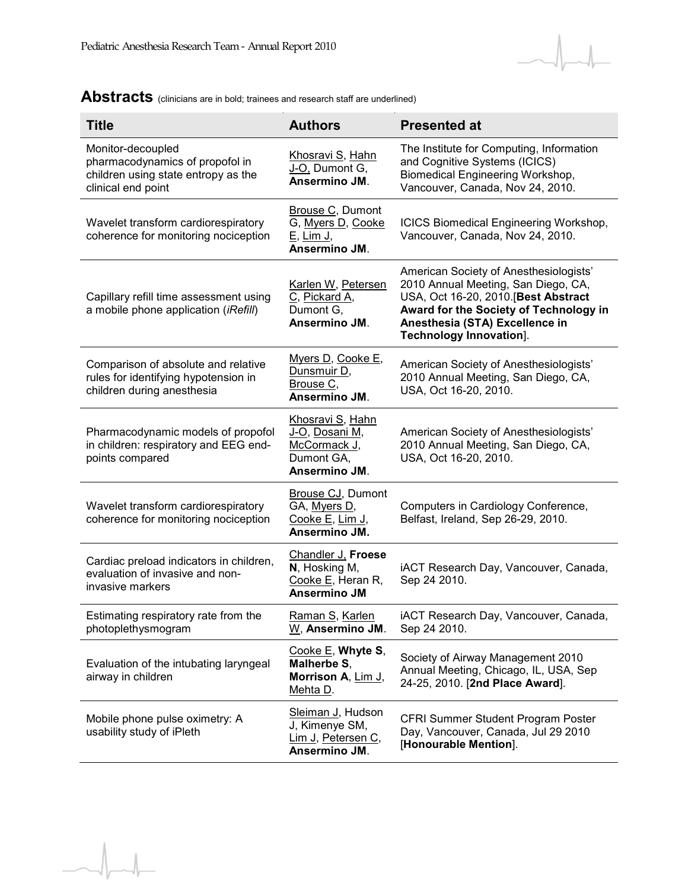## Abstracts (clinicians are in bold; trainees and research staff are underlined)

| Title | Authors | Presented at |
|---|---|---|
| Monitor-decoupled pharmacodynamics of propofol in children using state entropy as the clinical end point | Khosravi S, Hahn J-O, Dumont G, **Ansermino JM**. | The Institute for Computing, Information and Cognitive Systems (ICICS) Biomedical Engineering Workshop, Vancouver, Canada, Nov 24, 2010. |
| Wavelet transform cardiorespiratory coherence for monitoring nociception | Brouse C, Dumont G, Myers D, Cooke E, Lim J, **Ansermino JM**. | ICICS Biomedical Engineering Workshop, Vancouver, Canada, Nov 24, 2010. |
| Capillary refill time assessment using a mobile phone application (*iRefill*) | Karlen W, Petersen C, Pickard A, Dumont G, **Ansermino JM**. | American Society of Anesthesiologists' 2010 Annual Meeting, San Diego, CA, USA, Oct 16-20, 2010.[**Best Abstract Award for the Society of Technology in Anesthesia (STA) Excellence in Technology Innovation**]. |
| Comparison of absolute and relative rules for identifying hypotension in children during anesthesia | Myers D, Cooke E, Dunsmuir D, Brouse C, **Ansermino JM**. | American Society of Anesthesiologists' 2010 Annual Meeting, San Diego, CA, USA, Oct 16-20, 2010. |
| Pharmacodynamic models of propofol in children: respiratory and EEG end-points compared | Khosravi S, Hahn J-O, Dosani M, McCormack J, Dumont GA, **Ansermino JM**. | American Society of Anesthesiologists' 2010 Annual Meeting, San Diego, CA, USA, Oct 16-20, 2010. |
| Wavelet transform cardiorespiratory coherence for monitoring nociception | Brouse CJ, Dumont GA, Myers D, Cooke E, Lim J, **Ansermino JM.** | Computers in Cardiology Conference, Belfast, Ireland, Sep 26-29, 2010. |
| Cardiac preload indicators in children, evaluation of invasive and non-invasive markers | Chandler J, **Froese N**, Hosking M, Cooke E, Heran R, **Ansermino JM** | iACT Research Day, Vancouver, Canada, Sep 24 2010. |
| Estimating respiratory rate from the photoplethysmogram | Raman S, Karlen W, **Ansermino JM**. | iACT Research Day, Vancouver, Canada, Sep 24 2010. |
| Evaluation of the intubating laryngeal airway in children | Cooke E, **Whyte S**, **Malherbe S**, **Morrison A**, Lim J, Mehta D. | Society of Airway Management 2010 Annual Meeting, Chicago, IL, USA, Sep 24-25, 2010. [**2nd Place Award**]. |
| Mobile phone pulse oximetry: A usability study of iPleth | Sleiman J, Hudson J, Kimenye SM, Lim J, Petersen C, **Ansermino JM**. | CFRI Summer Student Program Poster Day, Vancouver, Canada, Jul 29 2010 [**Honourable Mention**]. |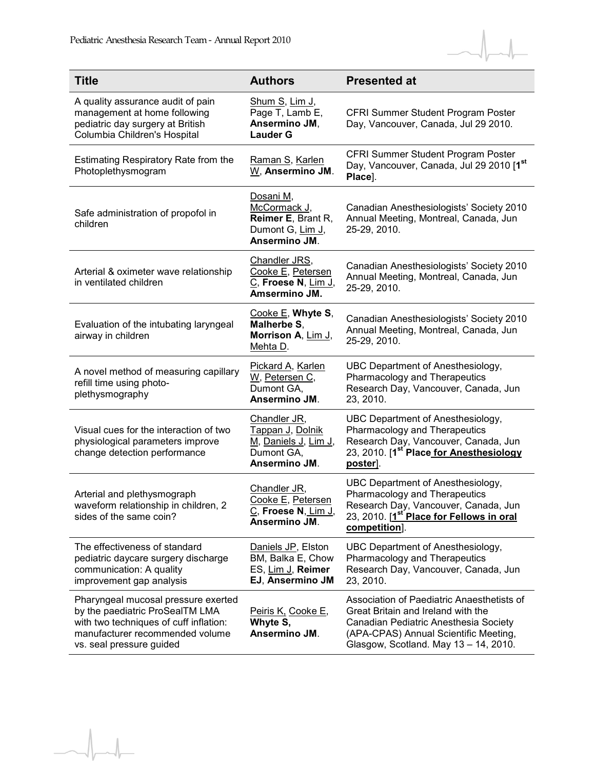| Title | Authors | Presented at |
|---|---|---|
| A quality assurance audit of pain management at home following pediatric day surgery at British Columbia Children's Hospital | Shum S, Lim J, Page T, Lamb E, **Ansermino JM**, **Lauder G** | CFRI Summer Student Program Poster Day, Vancouver, Canada, Jul 29 2010. |
| Estimating Respiratory Rate from the Photoplethysmogram | Raman S, Karlen W, **Ansermino JM**. | CFRI Summer Student Program Poster Day, Vancouver, Canada, Jul 29 2010 [**1st Place**]. |
| Safe administration of propofol in children | Dosani M, McCormack J, **Reimer E**, Brant R, Dumont G, Lim J, **Ansermino JM**. | Canadian Anesthesiologists' Society 2010 Annual Meeting, Montreal, Canada, Jun 25-29, 2010. |
| Arterial & oximeter wave relationship in ventilated children | Chandler JRS, Cooke E, Petersen C, **Froese N**, Lim J, **Amsermino JM.** | Canadian Anesthesiologists' Society 2010 Annual Meeting, Montreal, Canada, Jun 25-29, 2010. |
| Evaluation of the intubating laryngeal airway in children | Cooke E, **Whyte S**, **Malherbe S**, **Morrison A**, Lim J, Mehta D. | Canadian Anesthesiologists' Society 2010 Annual Meeting, Montreal, Canada, Jun 25-29, 2010. |
| A novel method of measuring capillary refill time using photo-plethysmography | Pickard A, Karlen W, Petersen C, Dumont GA, **Ansermino JM**. | UBC Department of Anesthesiology, Pharmacology and Therapeutics Research Day, Vancouver, Canada, Jun 23, 2010. |
| Visual cues for the interaction of two physiological parameters improve change detection performance | Chandler JR, Tappan J, Dolnik M, Daniels J, Lim J, Dumont GA, **Ansermino JM**. | UBC Department of Anesthesiology, Pharmacology and Therapeutics Research Day, Vancouver, Canada, Jun 23, 2010. [**1st Place for Anesthesiology poster**]. |
| Arterial and plethysmograph waveform relationship in children, 2 sides of the same coin? | Chandler JR, Cooke E, Petersen C, **Froese N**, Lim J, **Ansermino JM**. | UBC Department of Anesthesiology, Pharmacology and Therapeutics Research Day, Vancouver, Canada, Jun 23, 2010. [**1st Place for Fellows in oral competition**]. |
| The effectiveness of standard pediatric daycare surgery discharge communication: A quality improvement gap analysis | Daniels JP, Elston BM, Balka E, Chow ES, Lim J, **Reimer EJ**, **Ansermino JM** | UBC Department of Anesthesiology, Pharmacology and Therapeutics Research Day, Vancouver, Canada, Jun 23, 2010. |
| Pharyngeal mucosal pressure exerted by the paediatric ProSealTM LMA with two techniques of cuff inflation: manufacturer recommended volume vs. seal pressure guided | Peiris K, Cooke E, **Whyte S**, **Ansermino JM**. | Association of Paediatric Anaesthetists of Great Britain and Ireland with the Canadian Pediatric Anesthesia Society (APA-CPAS) Annual Scientific Meeting, Glasgow, Scotland. May 13 – 14, 2010. |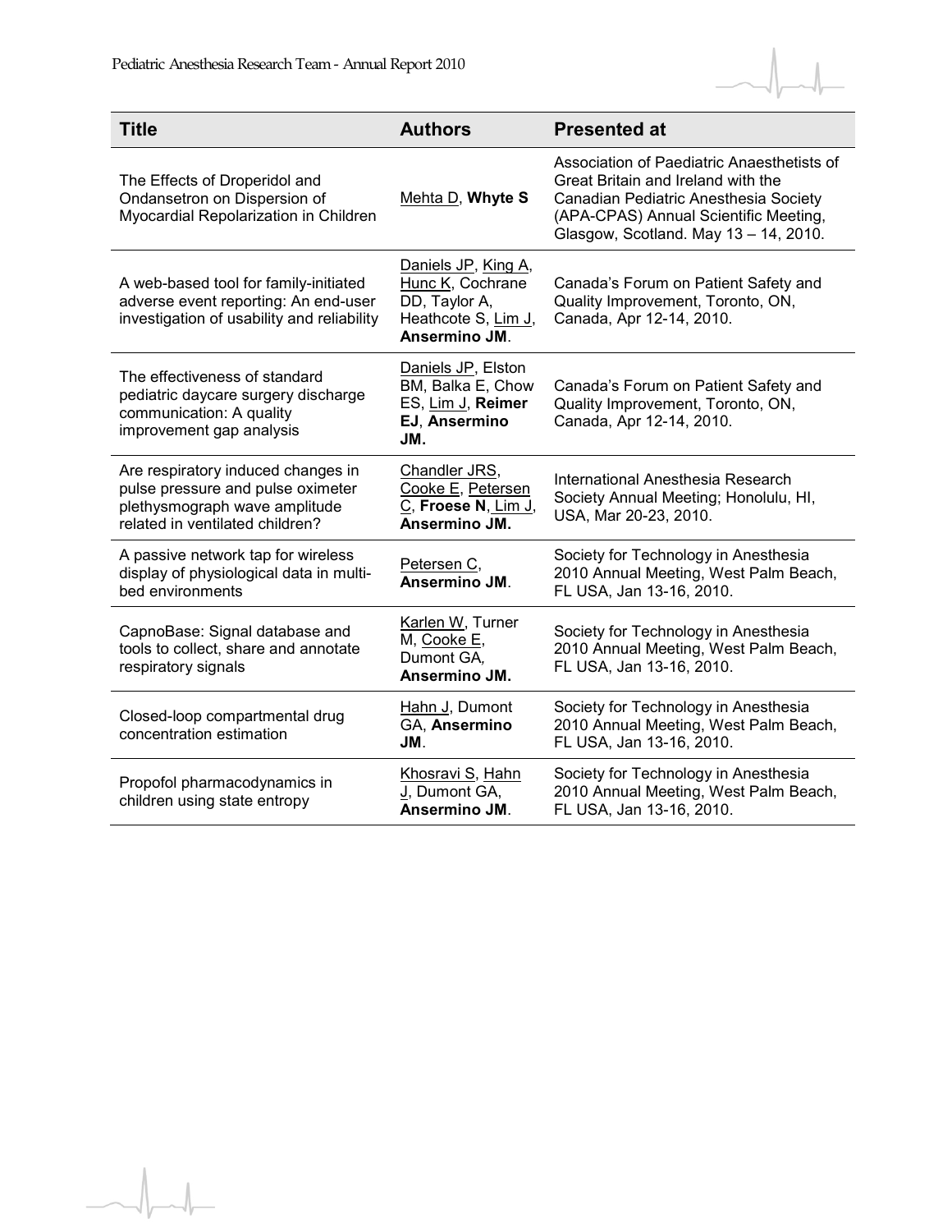| Title | Authors | Presented at |
|---|---|---|
| The Effects of Droperidol and Ondansetron on Dispersion of Myocardial Repolarization in Children | Mehta D, **Whyte S** | Association of Paediatric Anaesthetists of Great Britain and Ireland with the Canadian Pediatric Anesthesia Society (APA-CPAS) Annual Scientific Meeting, Glasgow, Scotland. May 13 – 14, 2010. |
| A web-based tool for family-initiated adverse event reporting: An end-user investigation of usability and reliability | Daniels JP, King A, Hunc K, Cochrane DD, Taylor A, Heathcote S, Lim J, **Ansermino JM**. | Canada's Forum on Patient Safety and Quality Improvement, Toronto, ON, Canada, Apr 12-14, 2010. |
| The effectiveness of standard pediatric daycare surgery discharge communication: A quality improvement gap analysis | Daniels JP, Elston BM, Balka E, Chow ES, Lim J, **Reimer EJ**, **Ansermino JM.** | Canada's Forum on Patient Safety and Quality Improvement, Toronto, ON, Canada, Apr 12-14, 2010. |
| Are respiratory induced changes in pulse pressure and pulse oximeter plethysmograph wave amplitude related in ventilated children? | Chandler JRS, Cooke E, Petersen C, **Froese N**, Lim J, **Ansermino JM.** | International Anesthesia Research Society Annual Meeting; Honolulu, HI, USA, Mar 20-23, 2010. |
| A passive network tap for wireless display of physiological data in multi-bed environments | Petersen C, **Ansermino JM**. | Society for Technology in Anesthesia 2010 Annual Meeting, West Palm Beach, FL USA, Jan 13-16, 2010. |
| CapnoBase: Signal database and tools to collect, share and annotate respiratory signals | Karlen W, Turner M, Cooke E, Dumont GA, **Ansermino JM.** | Society for Technology in Anesthesia 2010 Annual Meeting, West Palm Beach, FL USA, Jan 13-16, 2010. |
| Closed-loop compartmental drug concentration estimation | Hahn J, Dumont GA, **Ansermino JM**. | Society for Technology in Anesthesia 2010 Annual Meeting, West Palm Beach, FL USA, Jan 13-16, 2010. |
| Propofol pharmacodynamics in children using state entropy | Khosravi S, Hahn J, Dumont GA, **Ansermino JM**. | Society for Technology in Anesthesia 2010 Annual Meeting, West Palm Beach, FL USA, Jan 13-16, 2010. |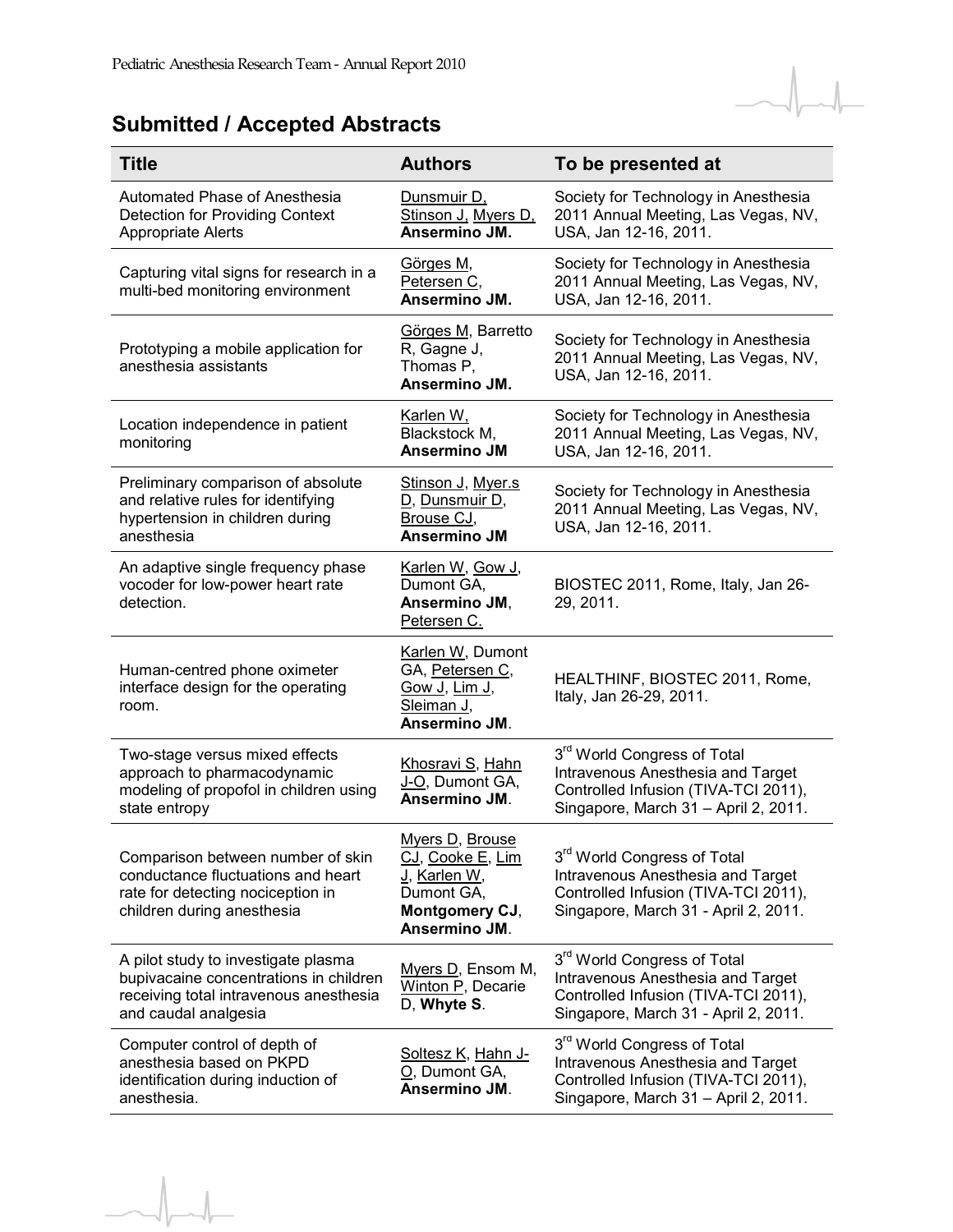## Submitted / Accepted Abstracts

| Title | Authors | To be presented at |
|---|---|---|
| Automated Phase of Anesthesia Detection for Providing Context Appropriate Alerts | Dunsmuir D, Stinson J, Myers D, **Ansermino JM.** | Society for Technology in Anesthesia 2011 Annual Meeting, Las Vegas, NV, USA, Jan 12-16, 2011. |
| Capturing vital signs for research in a multi-bed monitoring environment | Görges M, Petersen C, **Ansermino JM.** | Society for Technology in Anesthesia 2011 Annual Meeting, Las Vegas, NV, USA, Jan 12-16, 2011. |
| Prototyping a mobile application for anesthesia assistants | Görges M, Barretto R, Gagne J, Thomas P, **Ansermino JM.** | Society for Technology in Anesthesia 2011 Annual Meeting, Las Vegas, NV, USA, Jan 12-16, 2011. |
| Location independence in patient monitoring | Karlen W, Blackstock M, **Ansermino JM** | Society for Technology in Anesthesia 2011 Annual Meeting, Las Vegas, NV, USA, Jan 12-16, 2011. |
| Preliminary comparison of absolute and relative rules for identifying hypertension in children during anesthesia | Stinson J, Myer.s D, Dunsmuir D, Brouse CJ, **Ansermino JM** | Society for Technology in Anesthesia 2011 Annual Meeting, Las Vegas, NV, USA, Jan 12-16, 2011. |
| An adaptive single frequency phase vocoder for low-power heart rate detection. | Karlen W, Gow J, Dumont GA, **Ansermino JM**, Petersen C. | BIOSTEC 2011, Rome, Italy, Jan 26-29, 2011. |
| Human-centred phone oximeter interface design for the operating room. | Karlen W, Dumont GA, Petersen C, Gow J, Lim J, Sleiman J, **Ansermino JM**. | HEALTHINF, BIOSTEC 2011, Rome, Italy, Jan 26-29, 2011. |
| Two-stage versus mixed effects approach to pharmacodynamic modeling of propofol in children using state entropy | Khosravi S, Hahn J-O, Dumont GA, **Ansermino JM**. | 3rd World Congress of Total Intravenous Anesthesia and Target Controlled Infusion (TIVA-TCI 2011), Singapore, March 31 – April 2, 2011. |
| Comparison between number of skin conductance fluctuations and heart rate for detecting nociception in children during anesthesia | Myers D, Brouse CJ, Cooke E, Lim J, Karlen W, Dumont GA, **Montgomery CJ**, **Ansermino JM**. | 3rd World Congress of Total Intravenous Anesthesia and Target Controlled Infusion (TIVA-TCI 2011), Singapore, March 31 - April 2, 2011. |
| A pilot study to investigate plasma bupivacaine concentrations in children receiving total intravenous anesthesia and caudal analgesia | Myers D, Ensom M, Winton P, Decarie D, **Whyte S**. | 3rd World Congress of Total Intravenous Anesthesia and Target Controlled Infusion (TIVA-TCI 2011), Singapore, March 31 - April 2, 2011. |
| Computer control of depth of anesthesia based on PKPD identification during induction of anesthesia. | Soltesz K, Hahn J-O, Dumont GA, **Ansermino JM**. | 3rd World Congress of Total Intravenous Anesthesia and Target Controlled Infusion (TIVA-TCI 2011), Singapore, March 31 – April 2, 2011. |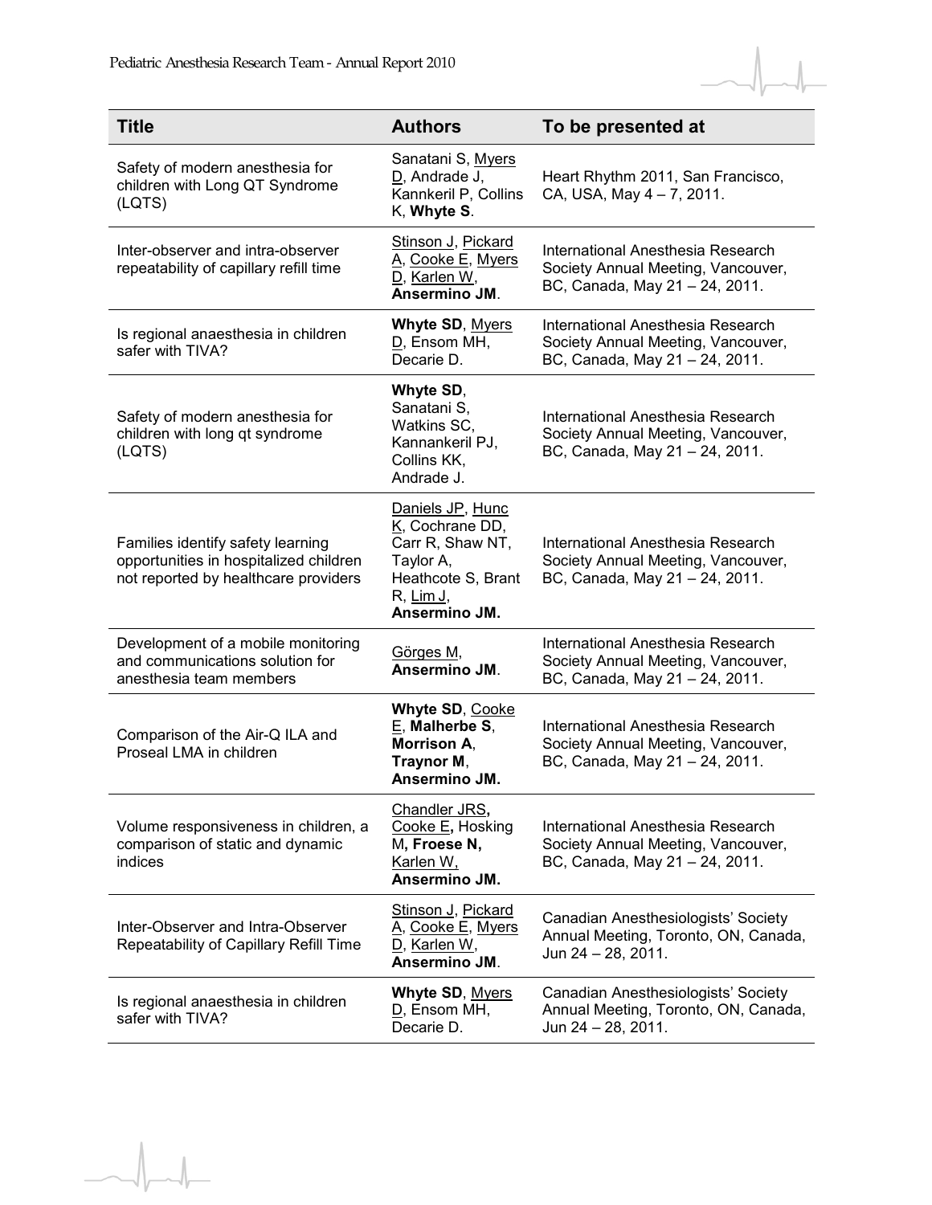| Title | Authors | To be presented at |
|---|---|---|
| Safety of modern anesthesia for children with Long QT Syndrome (LQTS) | Sanatani S, Myers D, Andrade J, Kannkeril P, Collins K, **Whyte S**. | Heart Rhythm 2011, San Francisco, CA, USA, May 4 – 7, 2011. |
| Inter-observer and intra-observer repeatability of capillary refill time | Stinson J, Pickard A, Cooke E, Myers D, Karlen W, **Ansermino JM**. | International Anesthesia Research Society Annual Meeting, Vancouver, BC, Canada, May 21 – 24, 2011. |
| Is regional anaesthesia in children safer with TIVA? | **Whyte SD**, Myers D, Ensom MH, Decarie D. | International Anesthesia Research Society Annual Meeting, Vancouver, BC, Canada, May 21 – 24, 2011. |
| Safety of modern anesthesia for children with long qt syndrome (LQTS) | **Whyte SD**, Sanatani S, Watkins SC, Kannankeril PJ, Collins KK, Andrade J. | International Anesthesia Research Society Annual Meeting, Vancouver, BC, Canada, May 21 – 24, 2011. |
| Families identify safety learning opportunities in hospitalized children not reported by healthcare providers | Daniels JP, Hunc K, Cochrane DD, Carr R, Shaw NT, Taylor A, Heathcote S, Brant R, Lim J, **Ansermino JM.** | International Anesthesia Research Society Annual Meeting, Vancouver, BC, Canada, May 21 – 24, 2011. |
| Development of a mobile monitoring and communications solution for anesthesia team members | Görges M, **Ansermino JM**. | International Anesthesia Research Society Annual Meeting, Vancouver, BC, Canada, May 21 – 24, 2011. |
| Comparison of the Air-Q ILA and Proseal LMA in children | **Whyte SD**, Cooke E, **Malherbe S**, **Morrison A**, **Traynor M**, **Ansermino JM.** | International Anesthesia Research Society Annual Meeting, Vancouver, BC, Canada, May 21 – 24, 2011. |
| Volume responsiveness in children, a comparison of static and dynamic indices | Chandler JRS**,** Cooke E**,** Hosking M**, Froese N,** Karlen W, **Ansermino JM.** | International Anesthesia Research Society Annual Meeting, Vancouver, BC, Canada, May 21 – 24, 2011. |
| Inter-Observer and Intra-Observer Repeatability of Capillary Refill Time | Stinson J, Pickard A, Cooke E, Myers D, Karlen W, **Ansermino JM**. | Canadian Anesthesiologists' Society Annual Meeting, Toronto, ON, Canada, Jun 24 – 28, 2011. |
| Is regional anaesthesia in children safer with TIVA? | **Whyte SD**, Myers D, Ensom MH, Decarie D. | Canadian Anesthesiologists' Society Annual Meeting, Toronto, ON, Canada, Jun 24 – 28, 2011. |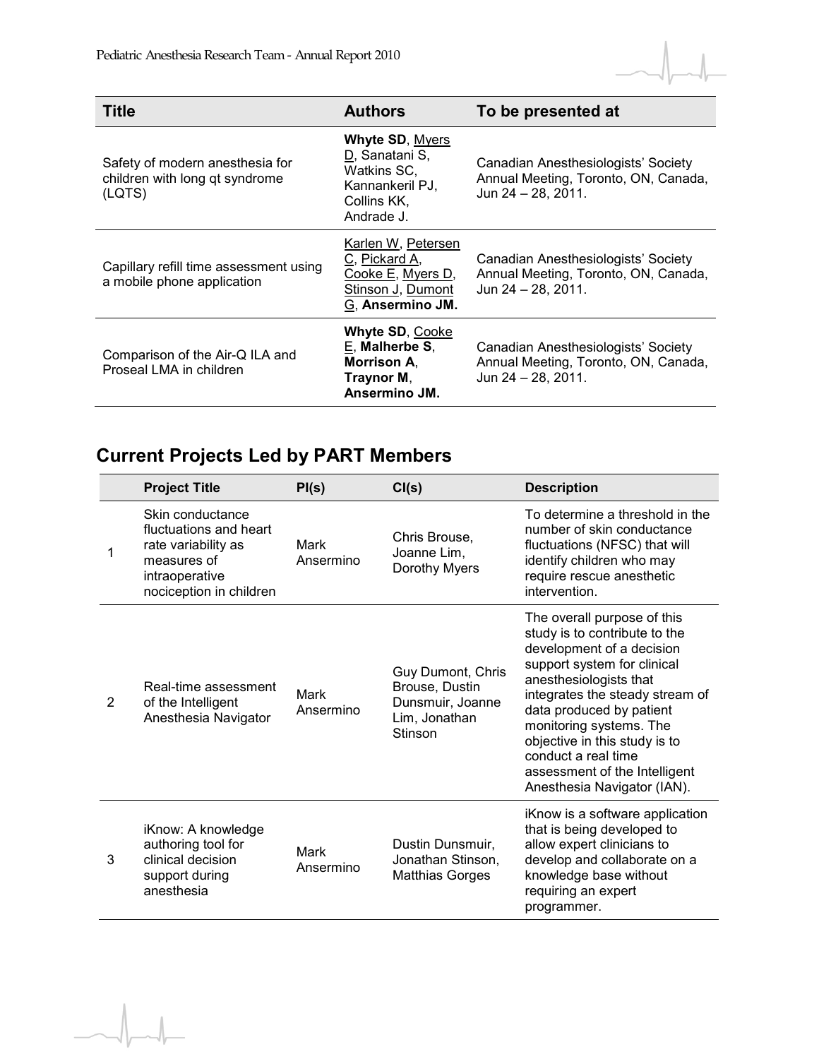| Title | Authors | To be presented at |
|---|---|---|
| Safety of modern anesthesia for children with long qt syndrome (LQTS) | **Whyte SD**, Myers D, Sanatani S, Watkins SC, Kannankeril PJ, Collins KK, Andrade J. | Canadian Anesthesiologists' Society Annual Meeting, Toronto, ON, Canada, Jun 24 – 28, 2011. |
| Capillary refill time assessment using a mobile phone application | Karlen W, Petersen C, Pickard A, Cooke E, Myers D, Stinson J, Dumont G, **Ansermino JM.** | Canadian Anesthesiologists' Society Annual Meeting, Toronto, ON, Canada, Jun 24 – 28, 2011. |
| Comparison of the Air-Q ILA and Proseal LMA in children | **Whyte SD**, Cooke E, **Malherbe S**, **Morrison A**, **Traynor M**, **Ansermino JM.** | Canadian Anesthesiologists' Society Annual Meeting, Toronto, ON, Canada, Jun 24 – 28, 2011. |

## Current Projects Led by PART Members

| | Project Title | PI(s) | CI(s) | Description |
|---|---|---|---|---|
| 1 | Skin conductance fluctuations and heart rate variability as measures of intraoperative nociception in children | Mark Ansermino | Chris Brouse, Joanne Lim, Dorothy Myers | To determine a threshold in the number of skin conductance fluctuations (NFSC) that will identify children who may require rescue anesthetic intervention. |
| 2 | Real-time assessment of the Intelligent Anesthesia Navigator | Mark Ansermino | Guy Dumont, Chris Brouse, Dustin Dunsmuir, Joanne Lim, Jonathan Stinson | The overall purpose of this study is to contribute to the development of a decision support system for clinical anesthesiologists that integrates the steady stream of data produced by patient monitoring systems. The objective in this study is to conduct a real time assessment of the Intelligent Anesthesia Navigator (IAN). |
| 3 | iKnow: A knowledge authoring tool for clinical decision support during anesthesia | Mark Ansermino | Dustin Dunsmuir, Jonathan Stinson, Matthias Gorges | iKnow is a software application that is being developed to allow expert clinicians to develop and collaborate on a knowledge base without requiring an expert programmer. |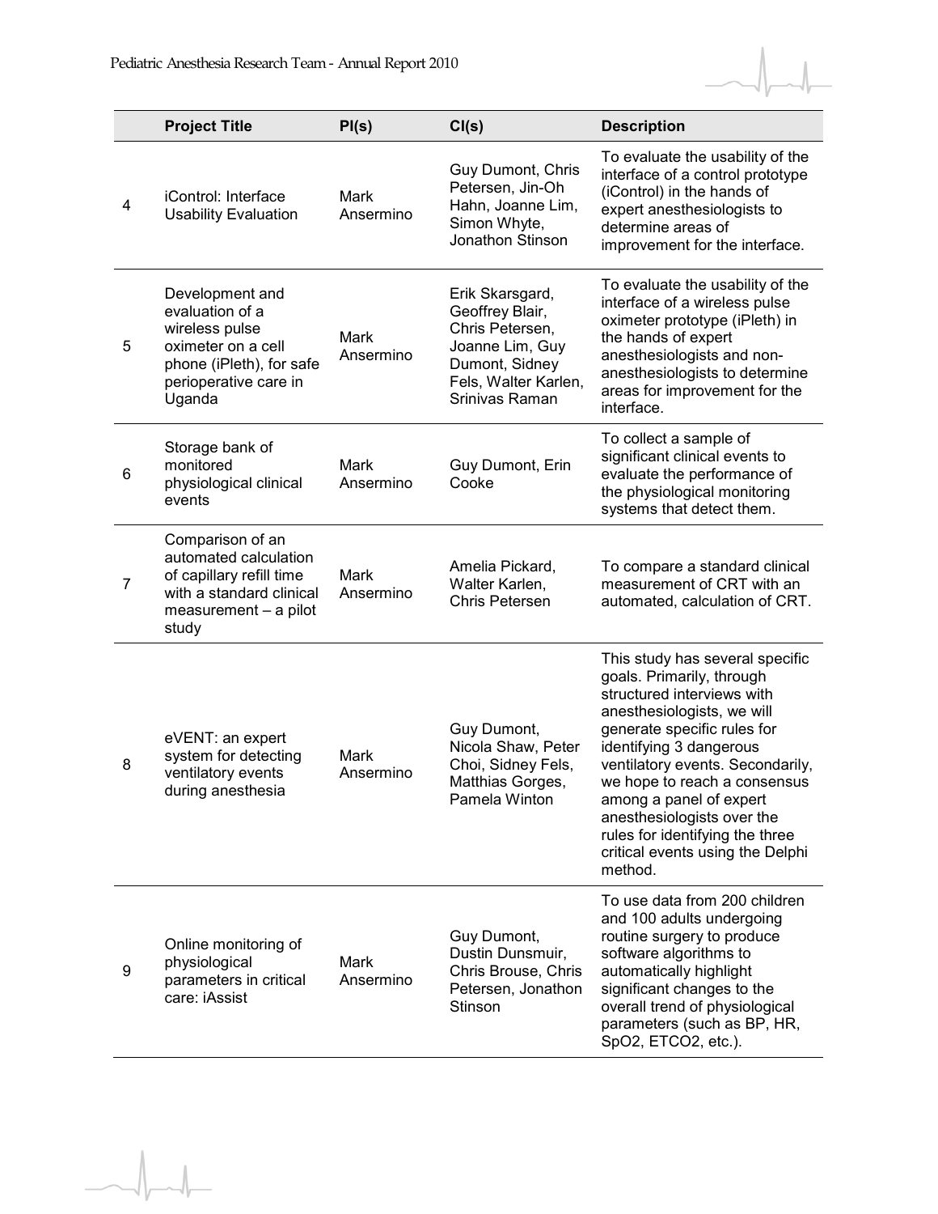| | Project Title | PI(s) | CI(s) | Description |
|---|---|---|---|---|
| 4 | iControl: Interface Usability Evaluation | Mark Ansermino | Guy Dumont, Chris Petersen, Jin-Oh Hahn, Joanne Lim, Simon Whyte, Jonathon Stinson | To evaluate the usability of the interface of a control prototype (iControl) in the hands of expert anesthesiologists to determine areas of improvement for the interface. |
| 5 | Development and evaluation of a wireless pulse oximeter on a cell phone (iPleth), for safe perioperative care in Uganda | Mark Ansermino | Erik Skarsgard, Geoffrey Blair, Chris Petersen, Joanne Lim, Guy Dumont, Sidney Fels, Walter Karlen, Srinivas Raman | To evaluate the usability of the interface of a wireless pulse oximeter prototype (iPleth) in the hands of expert anesthesiologists and non-anesthesiologists to determine areas for improvement for the interface. |
| 6 | Storage bank of monitored physiological clinical events | Mark Ansermino | Guy Dumont, Erin Cooke | To collect a sample of significant clinical events to evaluate the performance of the physiological monitoring systems that detect them. |
| 7 | Comparison of an automated calculation of capillary refill time with a standard clinical measurement – a pilot study | Mark Ansermino | Amelia Pickard, Walter Karlen, Chris Petersen | To compare a standard clinical measurement of CRT with an automated, calculation of CRT. |
| 8 | eVENT: an expert system for detecting ventilatory events during anesthesia | Mark Ansermino | Guy Dumont, Nicola Shaw, Peter Choi, Sidney Fels, Matthias Gorges, Pamela Winton | This study has several specific goals. Primarily, through structured interviews with anesthesiologists, we will generate specific rules for identifying 3 dangerous ventilatory events. Secondarily, we hope to reach a consensus among a panel of expert anesthesiologists over the rules for identifying the three critical events using the Delphi method. |
| 9 | Online monitoring of physiological parameters in critical care: iAssist | Mark Ansermino | Guy Dumont, Dustin Dunsmuir, Chris Brouse, Chris Petersen, Jonathon Stinson | To use data from 200 children and 100 adults undergoing routine surgery to produce software algorithms to automatically highlight significant changes to the overall trend of physiological parameters (such as BP, HR, $SpO_2$, $ETCO_2$, etc.). |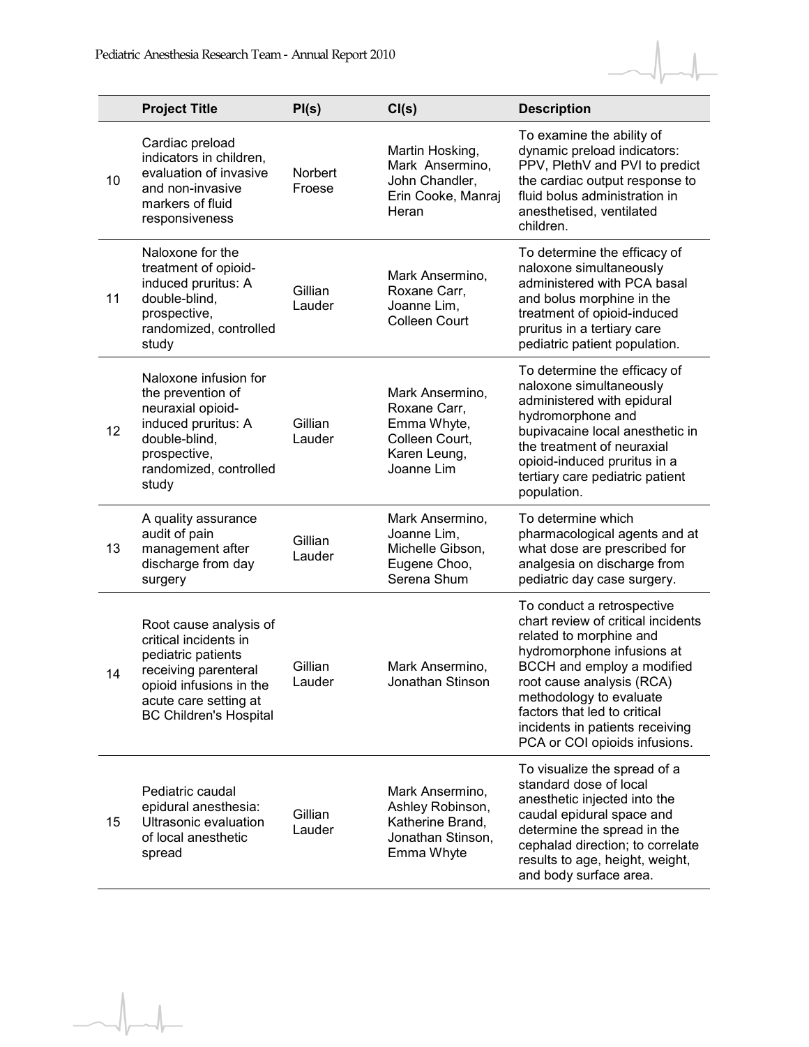| | Project Title | PI(s) | CI(s) | Description |
|---|---|---|---|---|
| 10 | Cardiac preload indicators in children, evaluation of invasive and non-invasive markers of fluid responsiveness | Norbert Froese | Martin Hosking, Mark Ansermino, John Chandler, Erin Cooke, Manraj Heran | To examine the ability of dynamic preload indicators: PPV, PlethV and PVI to predict the cardiac output response to fluid bolus administration in anesthetised, ventilated children. |
| 11 | Naloxone for the treatment of opioid-induced pruritus: A double-blind, prospective, randomized, controlled study | Gillian Lauder | Mark Ansermino, Roxane Carr, Joanne Lim, Colleen Court | To determine the efficacy of naloxone simultaneously administered with PCA basal and bolus morphine in the treatment of opioid-induced pruritus in a tertiary care pediatric patient population. |
| 12 | Naloxone infusion for the prevention of neuraxial opioid-induced pruritus: A double-blind, prospective, randomized, controlled study | Gillian Lauder | Mark Ansermino, Roxane Carr, Emma Whyte, Colleen Court, Karen Leung, Joanne Lim | To determine the efficacy of naloxone simultaneously administered with epidural hydromorphone and bupivacaine local anesthetic in the treatment of neuraxial opioid-induced pruritus in a tertiary care pediatric patient population. |
| 13 | A quality assurance audit of pain management after discharge from day surgery | Gillian Lauder | Mark Ansermino, Joanne Lim, Michelle Gibson, Eugene Choo, Serena Shum | To determine which pharmacological agents and at what dose are prescribed for analgesia on discharge from pediatric day case surgery. |
| 14 | Root cause analysis of critical incidents in pediatric patients receiving parenteral opioid infusions in the acute care setting at BC Children's Hospital | Gillian Lauder | Mark Ansermino, Jonathan Stinson | To conduct a retrospective chart review of critical incidents related to morphine and hydromorphone infusions at BCCH and employ a modified root cause analysis (RCA) methodology to evaluate factors that led to critical incidents in patients receiving PCA or COI opioids infusions. |
| 15 | Pediatric caudal epidural anesthesia: Ultrasonic evaluation of local anesthetic spread | Gillian Lauder | Mark Ansermino, Ashley Robinson, Katherine Brand, Jonathan Stinson, Emma Whyte | To visualize the spread of a standard dose of local anesthetic injected into the caudal epidural space and determine the spread in the cephalad direction; to correlate results to age, height, weight, and body surface area. |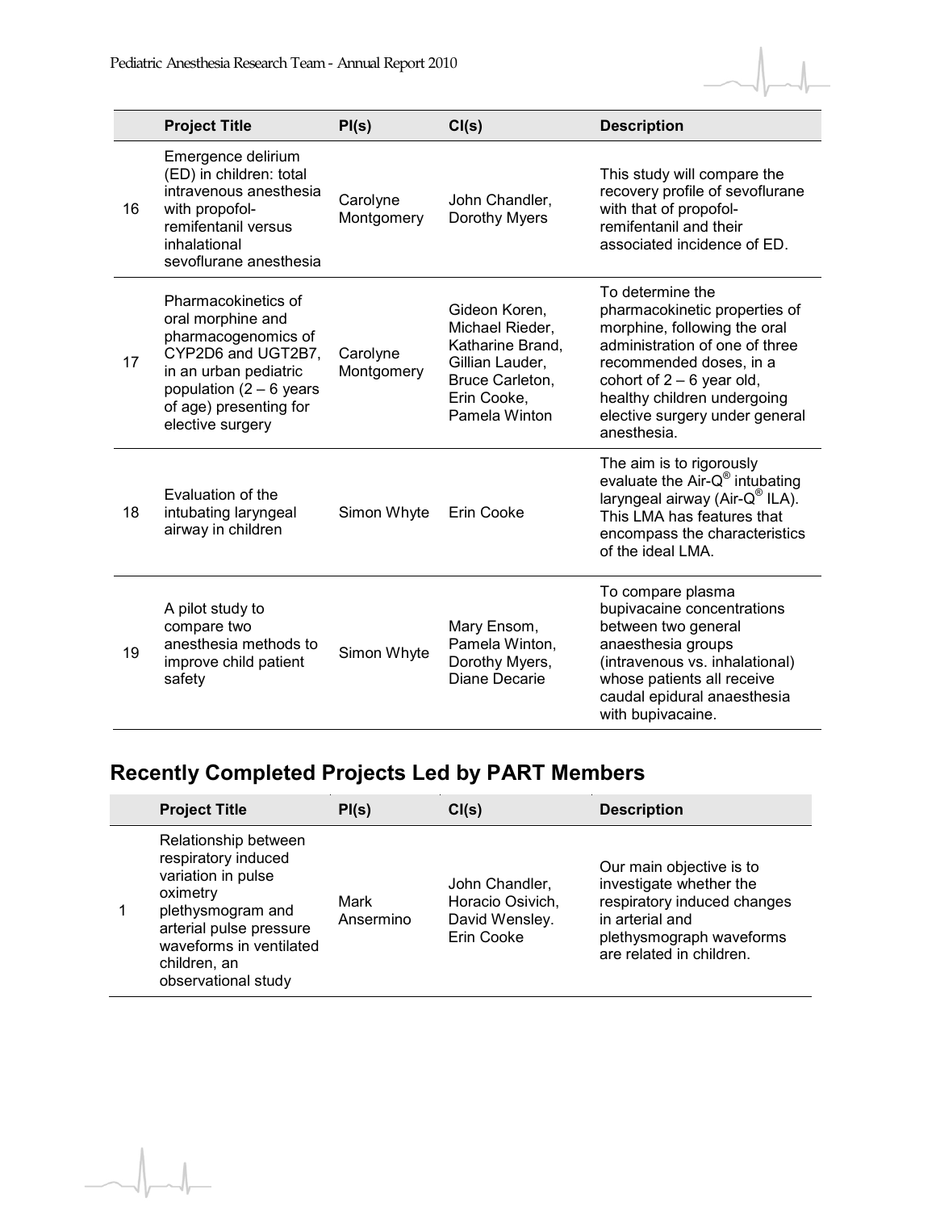| | Project Title | PI(s) | CI(s) | Description |
|---|---|---|---|---|
| 16 | Emergence delirium (ED) in children: total intravenous anesthesia with propofol-remifentanil versus inhalational sevoflurane anesthesia | Carolyne Montgomery | John Chandler, Dorothy Myers | This study will compare the recovery profile of sevoflurane with that of propofol-remifentanil and their associated incidence of ED. |
| 17 | Pharmacokinetics of oral morphine and pharmacogenomics of CYP2D6 and UGT2B7, in an urban pediatric population (2 – 6 years of age) presenting for elective surgery | Carolyne Montgomery | Gideon Koren, Michael Rieder, Katharine Brand, Gillian Lauder, Bruce Carleton, Erin Cooke, Pamela Winton | To determine the pharmacokinetic properties of morphine, following the oral administration of one of three recommended doses, in a cohort of 2 – 6 year old, healthy children undergoing elective surgery under general anesthesia. |
| 18 | Evaluation of the intubating laryngeal airway in children | Simon Whyte | Erin Cooke | The aim is to rigorously evaluate the Air-Q® intubating laryngeal airway (Air-Q® ILA). This LMA has features that encompass the characteristics of the ideal LMA. |
| 19 | A pilot study to compare two anesthesia methods to improve child patient safety | Simon Whyte | Mary Ensom, Pamela Winton, Dorothy Myers, Diane Decarie | To compare plasma bupivacaine concentrations between two general anaesthesia groups (intravenous vs. inhalational) whose patients all receive caudal epidural anaesthesia with bupivacaine. |

## Recently Completed Projects Led by PART Members

| | Project Title | PI(s) | CI(s) | Description |
|---|---|---|---|---|
| 1 | Relationship between respiratory induced variation in pulse oximetry plethysmogram and arterial pulse pressure waveforms in ventilated children, an observational study | Mark Ansermino | John Chandler, Horacio Osivich, David Wensley. Erin Cooke | Our main objective is to investigate whether the respiratory induced changes in arterial and plethysmograph waveforms are related in children. |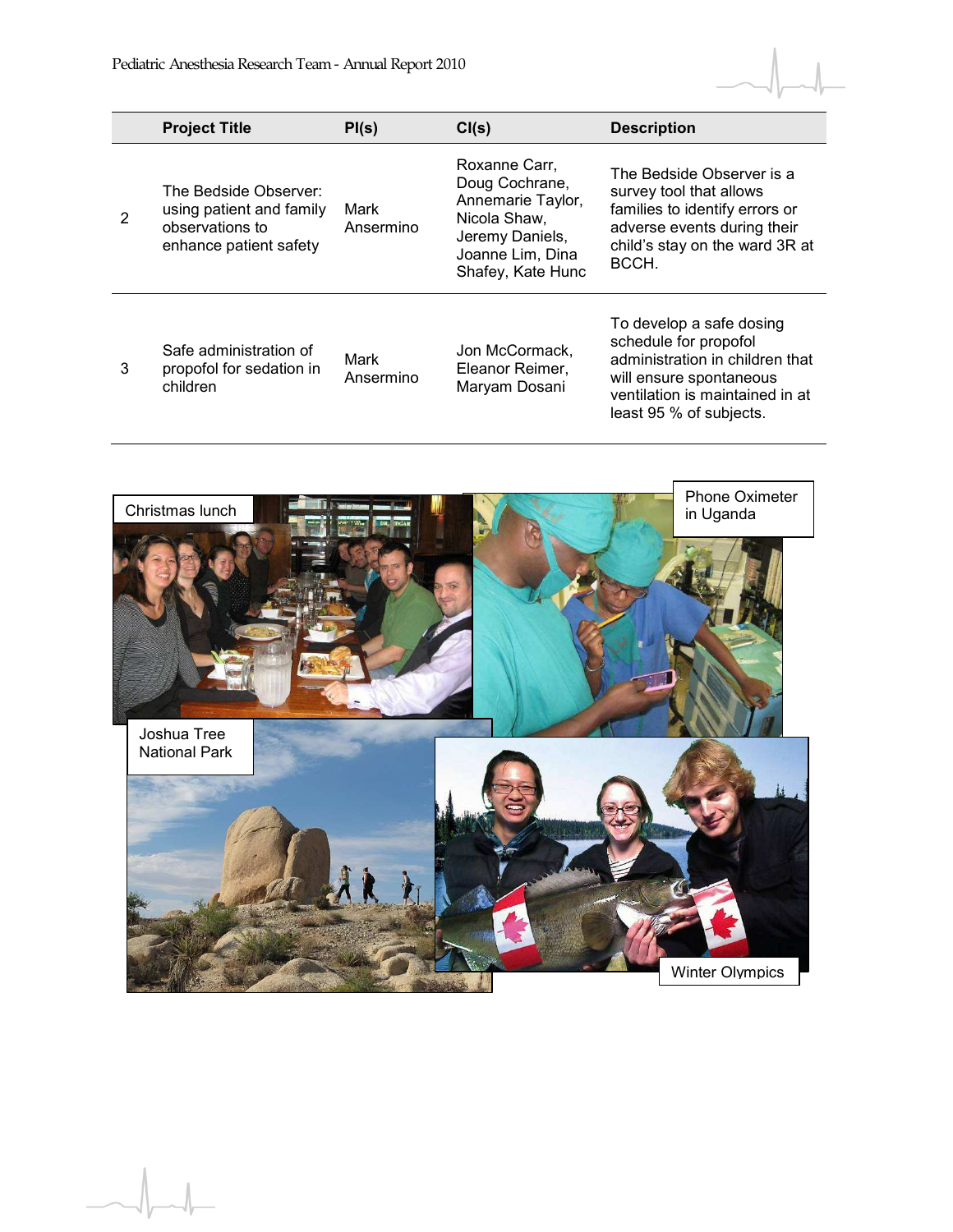| | Project Title | PI(s) | CI(s) | Description |
|---|---|---|---|---|
| 2 | The Bedside Observer: using patient and family observations to enhance patient safety | Mark Ansermino | Roxanne Carr, Doug Cochrane, Annemarie Taylor, Nicola Shaw, Jeremy Daniels, Joanne Lim, Dina Shafey, Kate Hunc | The Bedside Observer is a survey tool that allows families to identify errors or adverse events during their child's stay on the ward 3R at BCCH. |
| 3 | Safe administration of propofol for sedation in children | Mark Ansermino | Jon McCormack, Eleanor Reimer, Maryam Dosani | To develop a safe dosing schedule for propofol administration in children that will ensure spontaneous ventilation is maintained in at least 95 % of subjects. |

Christmas lunch

Phone Oximeter in Uganda

Joshua Tree National Park

Winter Olympics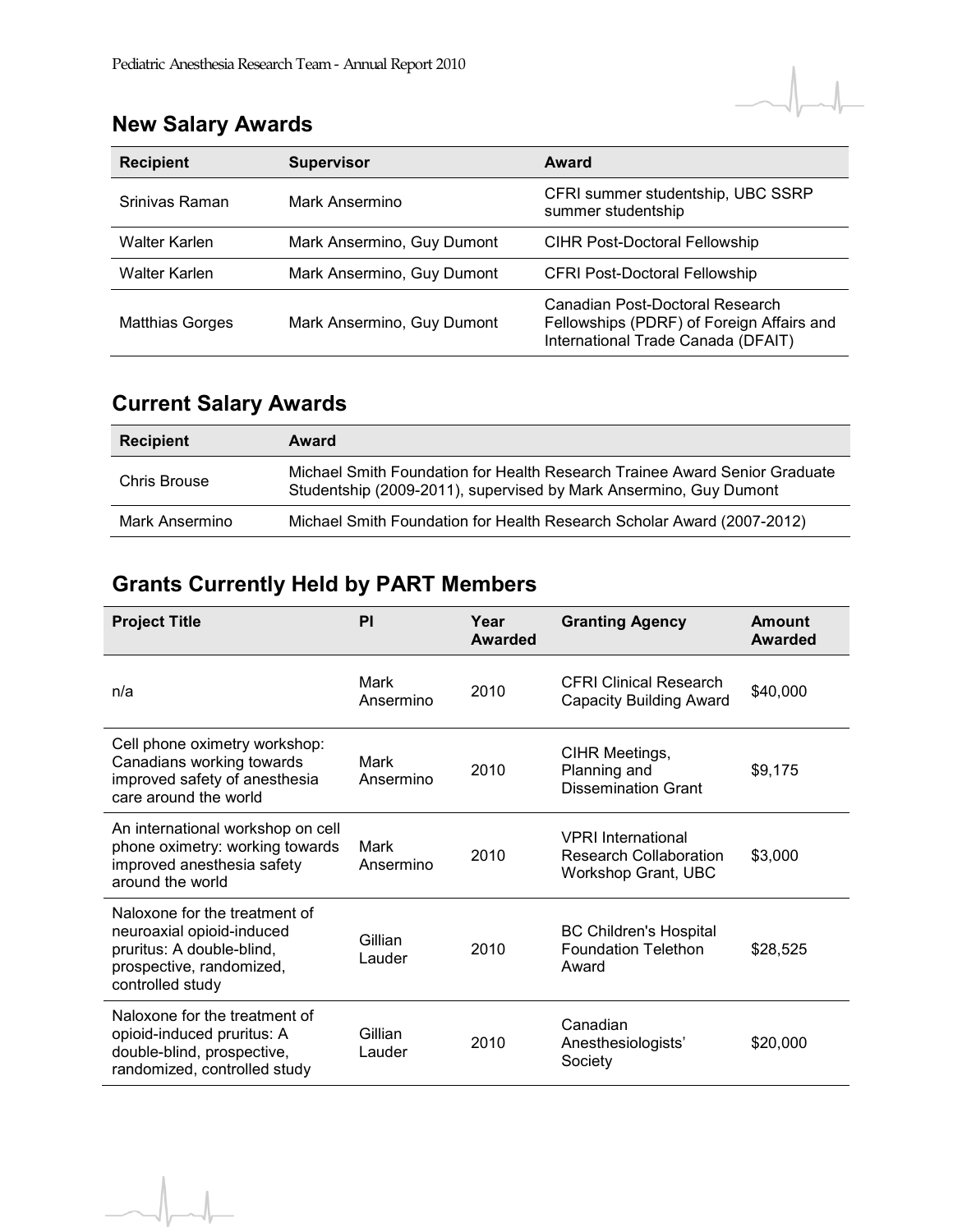## New Salary Awards

| Recipient | Supervisor | Award |
| --- | --- | --- |
| Srinivas Raman | Mark Ansermino | CFRI summer studentship, UBC SSRP summer studentship |
| Walter Karlen | Mark Ansermino, Guy Dumont | CIHR Post-Doctoral Fellowship |
| Walter Karlen | Mark Ansermino, Guy Dumont | CFRI Post-Doctoral Fellowship |
| Matthias Gorges | Mark Ansermino, Guy Dumont | Canadian Post-Doctoral Research Fellowships (PDRF) of Foreign Affairs and International Trade Canada (DFAIT) |

## Current Salary Awards

| Recipient | Award |
| --- | --- |
| Chris Brouse | Michael Smith Foundation for Health Research Trainee Award Senior Graduate Studentship (2009-2011), supervised by Mark Ansermino, Guy Dumont |
| Mark Ansermino | Michael Smith Foundation for Health Research Scholar Award (2007-2012) |

## Grants Currently Held by PART Members

| Project Title | PI | Year Awarded | Granting Agency | Amount Awarded |
| --- | --- | --- | --- | --- |
| n/a | Mark Ansermino | 2010 | CFRI Clinical Research Capacity Building Award | $40,000 |
| Cell phone oximetry workshop: Canadians working towards improved safety of anesthesia care around the world | Mark Ansermino | 2010 | CIHR Meetings, Planning and Dissemination Grant | $9,175 |
| An international workshop on cell phone oximetry: working towards improved anesthesia safety around the world | Mark Ansermino | 2010 | VPRI International Research Collaboration Workshop Grant, UBC | $3,000 |
| Naloxone for the treatment of neuroaxial opioid-induced pruritus: A double-blind, prospective, randomized, controlled study | Gillian Lauder | 2010 | BC Children's Hospital Foundation Telethon Award | $28,525 |
| Naloxone for the treatment of opioid-induced pruritus: A double-blind, prospective, randomized, controlled study | Gillian Lauder | 2010 | Canadian Anesthesiologists' Society | $20,000 |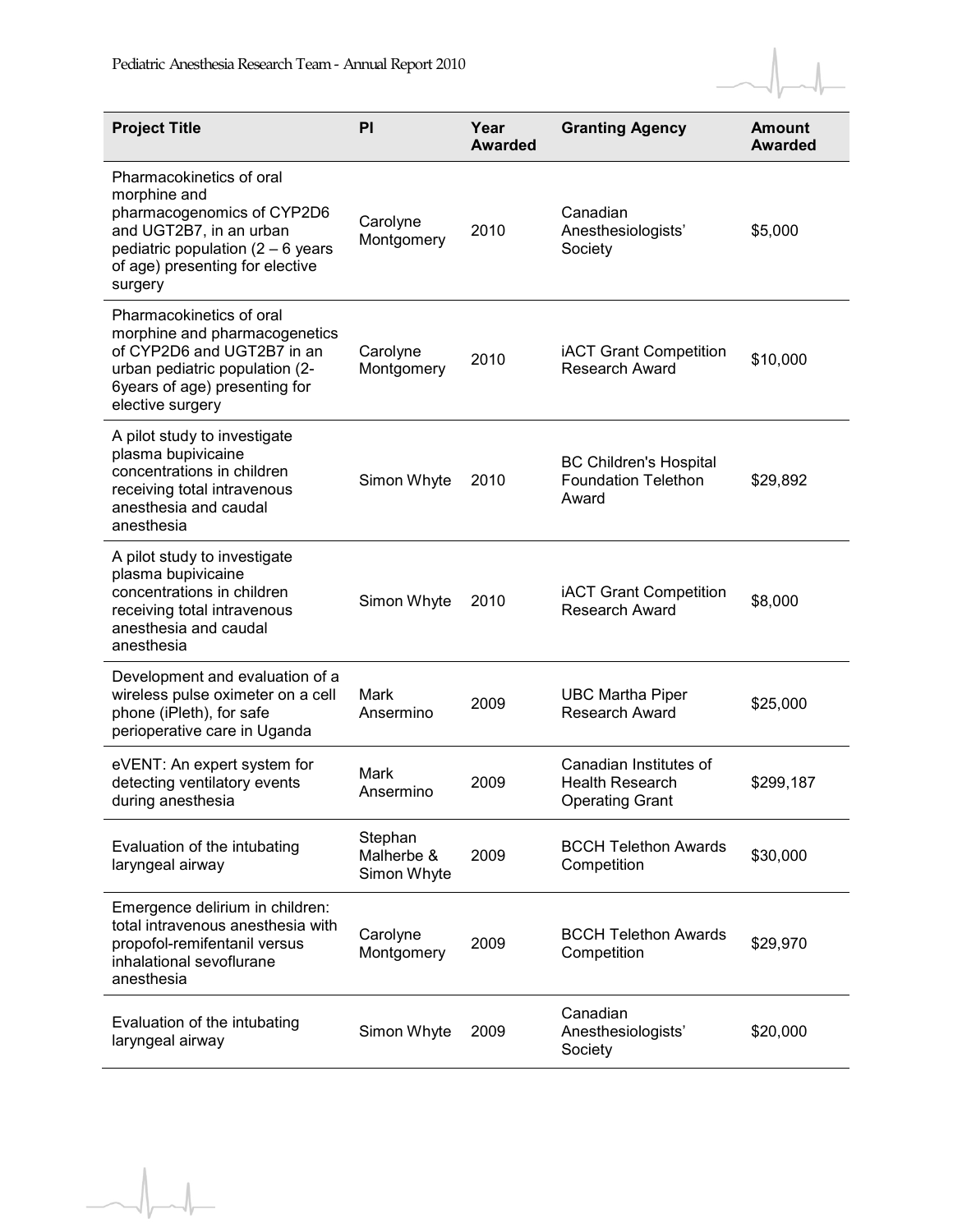| Project Title | PI | Year Awarded | Granting Agency | Amount Awarded |
| --- | --- | --- | --- | --- |
| Pharmacokinetics of oral morphine and pharmacogenomics of CYP2D6 and UGT2B7, in an urban pediatric population (2 – 6 years of age) presenting for elective surgery | Carolyne Montgomery | 2010 | Canadian Anesthesiologists' Society | $5,000 |
| Pharmacokinetics of oral morphine and pharmacogenetics of CYP2D6 and UGT2B7 in an urban pediatric population (2-6years of age) presenting for elective surgery | Carolyne Montgomery | 2010 | iACT Grant Competition Research Award | $10,000 |
| A pilot study to investigate plasma bupivicaine concentrations in children receiving total intravenous anesthesia and caudal anesthesia | Simon Whyte | 2010 | BC Children's Hospital Foundation Telethon Award | $29,892 |
| A pilot study to investigate plasma bupivicaine concentrations in children receiving total intravenous anesthesia and caudal anesthesia | Simon Whyte | 2010 | iACT Grant Competition Research Award | $8,000 |
| Development and evaluation of a wireless pulse oximeter on a cell phone (iPleth), for safe perioperative care in Uganda | Mark Ansermino | 2009 | UBC Martha Piper Research Award | $25,000 |
| eVENT: An expert system for detecting ventilatory events during anesthesia | Mark Ansermino | 2009 | Canadian Institutes of Health Research Operating Grant | $299,187 |
| Evaluation of the intubating laryngeal airway | Stephan Malherbe & Simon Whyte | 2009 | BCCH Telethon Awards Competition | $30,000 |
| Emergence delirium in children: total intravenous anesthesia with propofol-remifentanil versus inhalational sevoflurane anesthesia | Carolyne Montgomery | 2009 | BCCH Telethon Awards Competition | $29,970 |
| Evaluation of the intubating laryngeal airway | Simon Whyte | 2009 | Canadian Anesthesiologists' Society | $20,000 |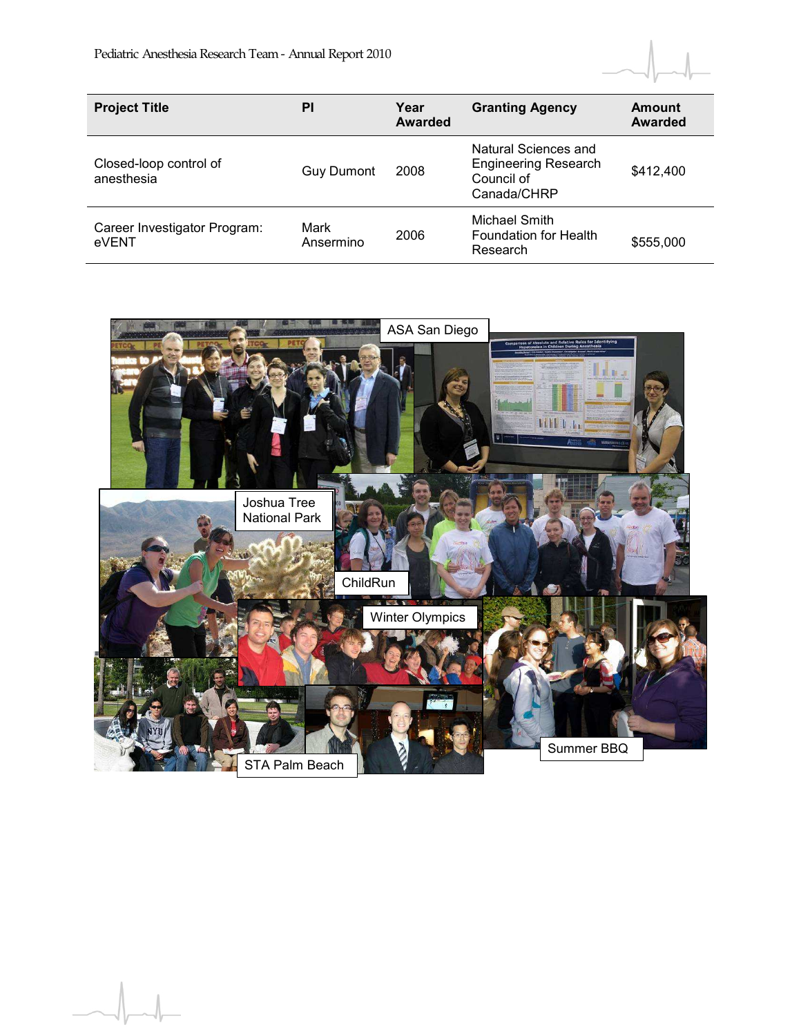| Project Title | PI | Year Awarded | Granting Agency | Amount Awarded |
|---|---|---|---|---|
| Closed-loop control of anesthesia | Guy Dumont | 2008 | Natural Sciences and Engineering Research Council of Canada/CHRP | $412,400 |
| Career Investigator Program: eVENT | Mark Ansermino | 2006 | Michael Smith Foundation for Health Research | $555,000 |

ASA San Diego

Joshua Tree National Park

ChildRun

Winter Olympics

Summer BBQ

STA Palm Beach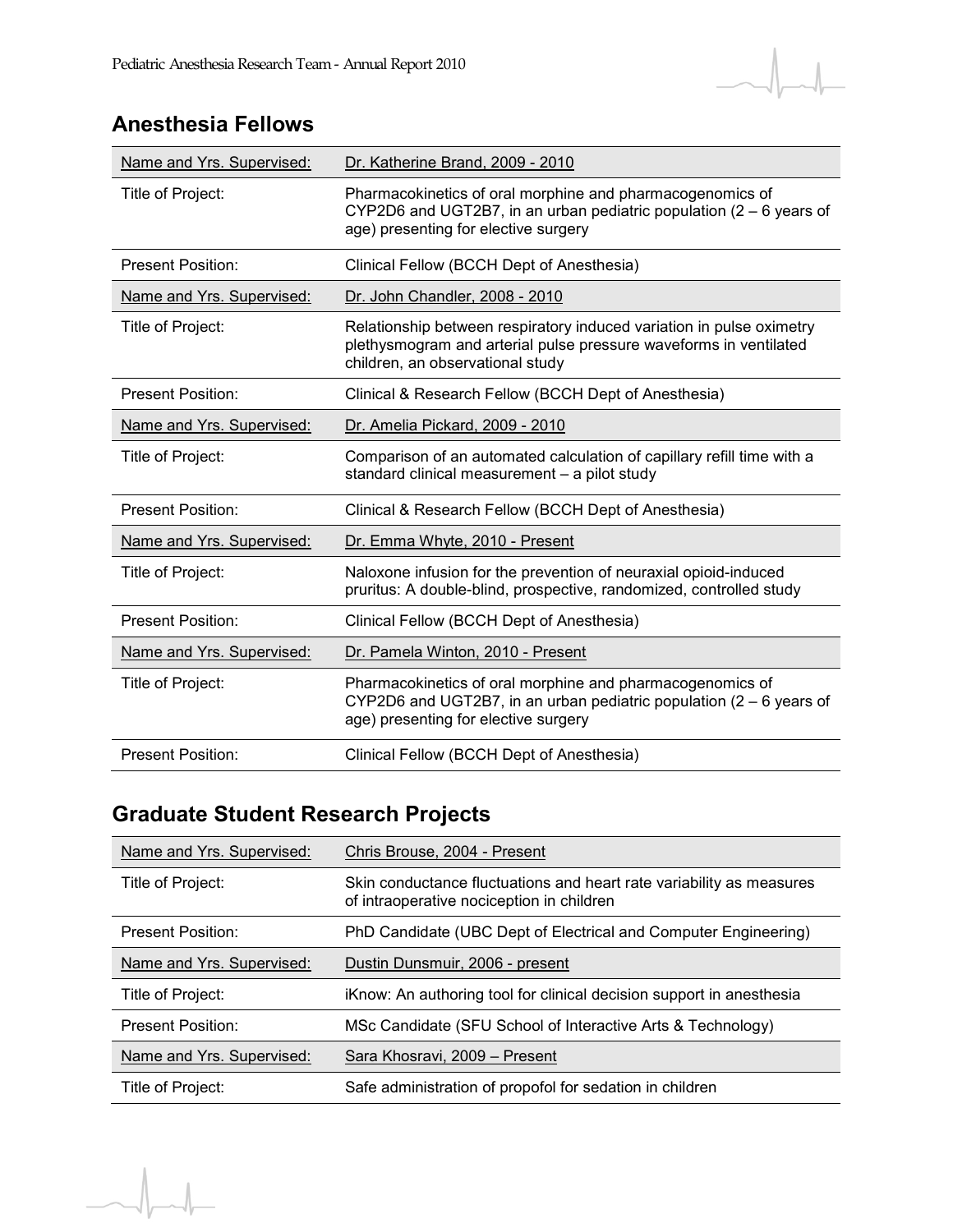## Anesthesia Fellows

| Name and Yrs. Supervised: | Dr. Katherine Brand, 2009 - 2010 |
|---|---|
| Title of Project: | Pharmacokinetics of oral morphine and pharmacogenomics of CYP2D6 and UGT2B7, in an urban pediatric population (2 – 6 years of age) presenting for elective surgery |
| Present Position: | Clinical Fellow (BCCH Dept of Anesthesia) |
| Name and Yrs. Supervised: | Dr. John Chandler, 2008 - 2010 |
| Title of Project: | Relationship between respiratory induced variation in pulse oximetry plethysmogram and arterial pulse pressure waveforms in ventilated children, an observational study |
| Present Position: | Clinical & Research Fellow (BCCH Dept of Anesthesia) |
| Name and Yrs. Supervised: | Dr. Amelia Pickard, 2009 - 2010 |
| Title of Project: | Comparison of an automated calculation of capillary refill time with a standard clinical measurement – a pilot study |
| Present Position: | Clinical & Research Fellow (BCCH Dept of Anesthesia) |
| Name and Yrs. Supervised: | Dr. Emma Whyte, 2010 - Present |
| Title of Project: | Naloxone infusion for the prevention of neuraxial opioid-induced pruritus: A double-blind, prospective, randomized, controlled study |
| Present Position: | Clinical Fellow (BCCH Dept of Anesthesia) |
| Name and Yrs. Supervised: | Dr. Pamela Winton, 2010 - Present |
| Title of Project: | Pharmacokinetics of oral morphine and pharmacogenomics of CYP2D6 and UGT2B7, in an urban pediatric population (2 – 6 years of age) presenting for elective surgery |
| Present Position: | Clinical Fellow (BCCH Dept of Anesthesia) |

## Graduate Student Research Projects

| Name and Yrs. Supervised: | Chris Brouse, 2004 - Present |
|---|---|
| Title of Project: | Skin conductance fluctuations and heart rate variability as measures of intraoperative nociception in children |
| Present Position: | PhD Candidate (UBC Dept of Electrical and Computer Engineering) |
| Name and Yrs. Supervised: | Dustin Dunsmuir, 2006 - present |
| Title of Project: | iKnow: An authoring tool for clinical decision support in anesthesia |
| Present Position: | MSc Candidate (SFU School of Interactive Arts & Technology) |
| Name and Yrs. Supervised: | Sara Khosravi, 2009 – Present |
| Title of Project: | Safe administration of propofol for sedation in children |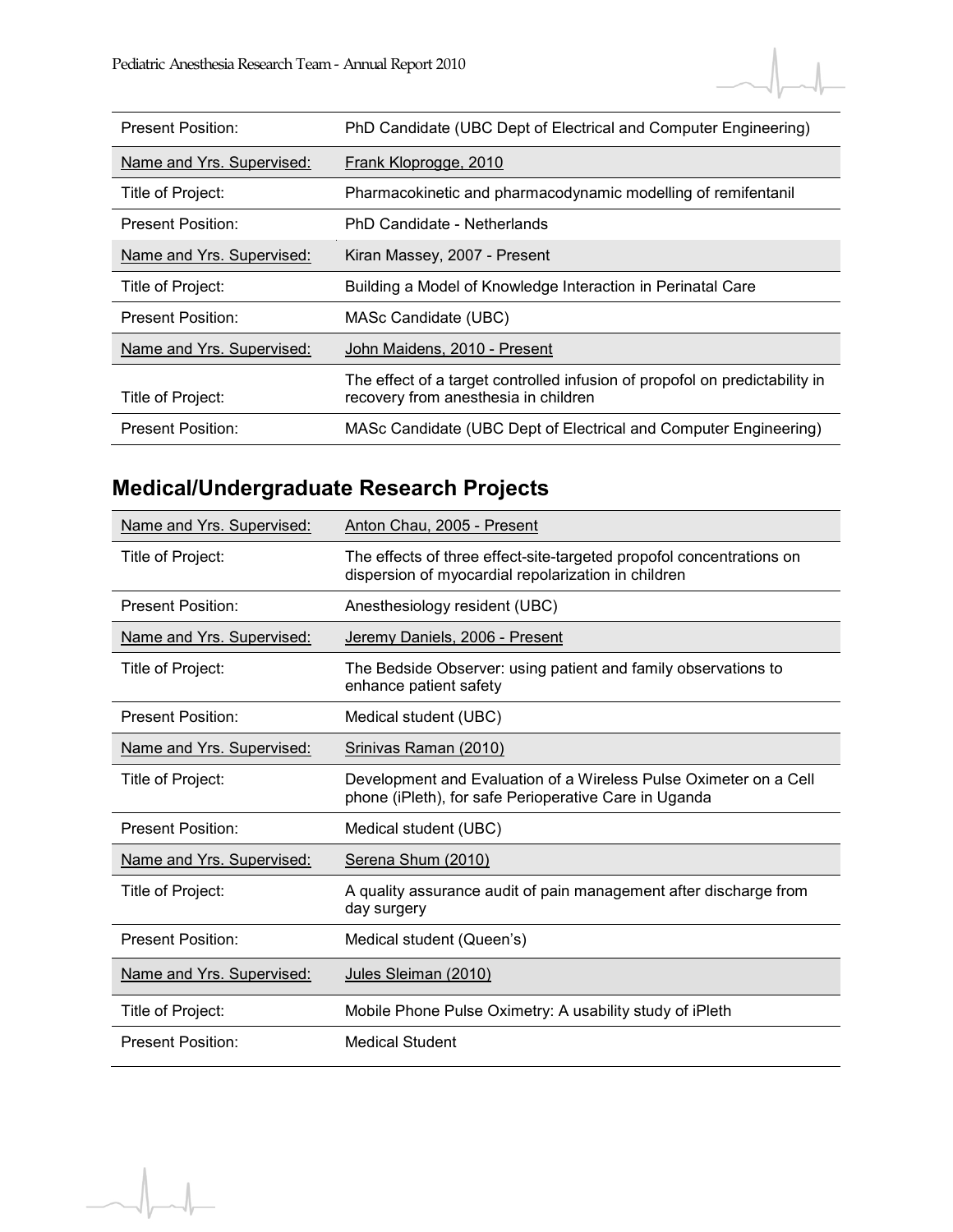| | |
|---|---|
| Present Position: | PhD Candidate (UBC Dept of Electrical and Computer Engineering) |
| Name and Yrs. Supervised: | Frank Kloprogge, 2010 |
| Title of Project: | Pharmacokinetic and pharmacodynamic modelling of remifentanil |
| Present Position: | PhD Candidate - Netherlands |
| Name and Yrs. Supervised: | Kiran Massey, 2007 - Present |
| Title of Project: | Building a Model of Knowledge Interaction in Perinatal Care |
| Present Position: | MASc Candidate (UBC) |
| Name and Yrs. Supervised: | John Maidens, 2010 - Present |
| Title of Project: | The effect of a target controlled infusion of propofol on predictability in recovery from anesthesia in children |
| Present Position: | MASc Candidate (UBC Dept of Electrical and Computer Engineering) |

## Medical/Undergraduate Research Projects

| | |
|---|---|
| Name and Yrs. Supervised: | Anton Chau, 2005 - Present |
| Title of Project: | The effects of three effect-site-targeted propofol concentrations on dispersion of myocardial repolarization in children |
| Present Position: | Anesthesiology resident (UBC) |
| Name and Yrs. Supervised: | Jeremy Daniels, 2006 - Present |
| Title of Project: | The Bedside Observer: using patient and family observations to enhance patient safety |
| Present Position: | Medical student (UBC) |
| Name and Yrs. Supervised: | Srinivas Raman (2010) |
| Title of Project: | Development and Evaluation of a Wireless Pulse Oximeter on a Cell phone (iPleth), for safe Perioperative Care in Uganda |
| Present Position: | Medical student (UBC) |
| Name and Yrs. Supervised: | Serena Shum (2010) |
| Title of Project: | A quality assurance audit of pain management after discharge from day surgery |
| Present Position: | Medical student (Queen's) |
| Name and Yrs. Supervised: | Jules Sleiman (2010) |
| Title of Project: | Mobile Phone Pulse Oximetry: A usability study of iPleth |
| Present Position: | Medical Student |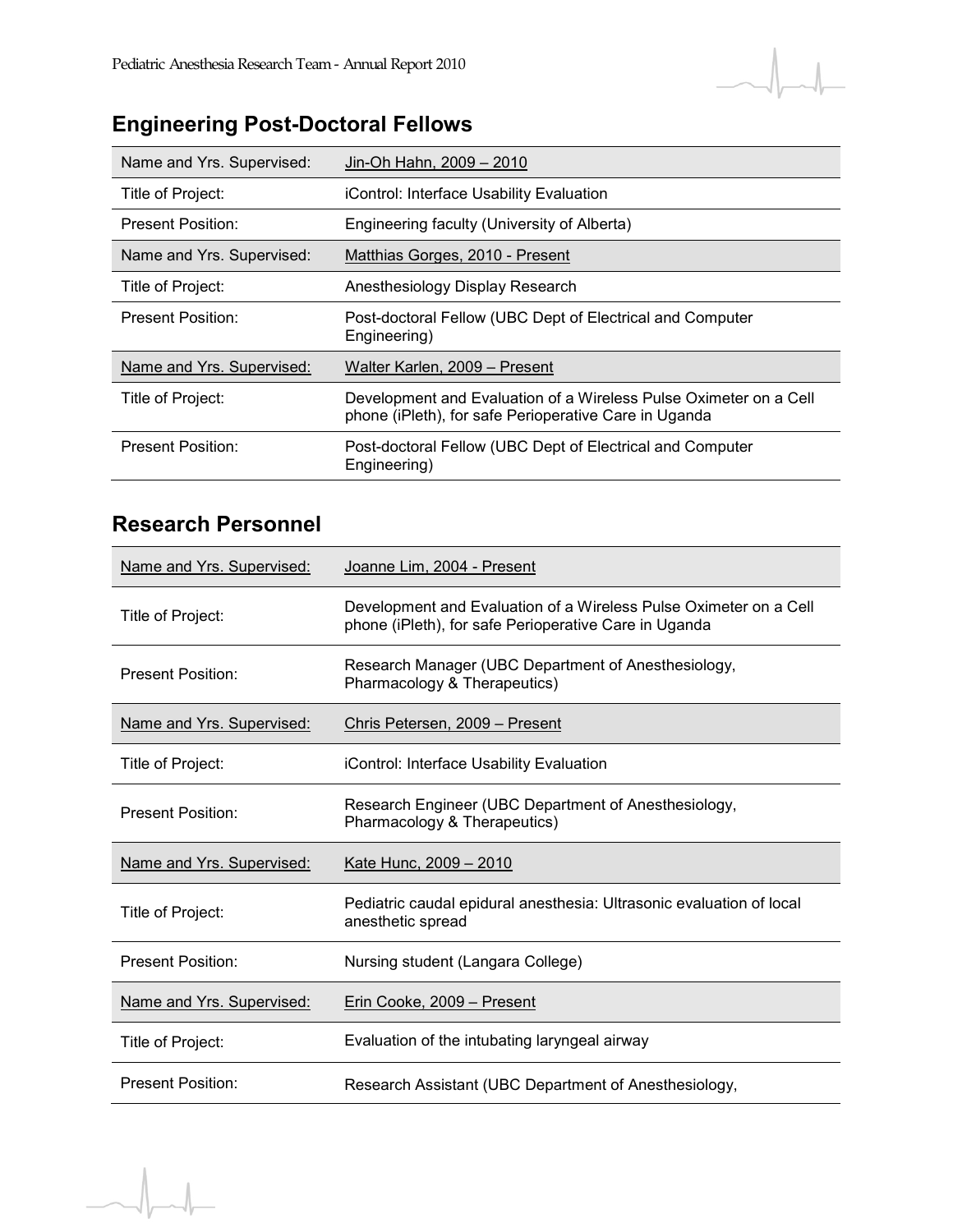## Engineering Post-Doctoral Fellows

| | |
|---|---|
| Name and Yrs. Supervised: | Jin-Oh Hahn, 2009 – 2010 |
| Title of Project: | iControl: Interface Usability Evaluation |
| Present Position: | Engineering faculty (University of Alberta) |
| Name and Yrs. Supervised: | Matthias Gorges, 2010 - Present |
| Title of Project: | Anesthesiology Display Research |
| Present Position: | Post-doctoral Fellow (UBC Dept of Electrical and Computer Engineering) |
| Name and Yrs. Supervised: | Walter Karlen, 2009 – Present |
| Title of Project: | Development and Evaluation of a Wireless Pulse Oximeter on a Cell phone (iPleth), for safe Perioperative Care in Uganda |
| Present Position: | Post-doctoral Fellow (UBC Dept of Electrical and Computer Engineering) |

## Research Personnel

| | |
|---|---|
| Name and Yrs. Supervised: | Joanne Lim, 2004 - Present |
| Title of Project: | Development and Evaluation of a Wireless Pulse Oximeter on a Cell phone (iPleth), for safe Perioperative Care in Uganda |
| Present Position: | Research Manager (UBC Department of Anesthesiology, Pharmacology & Therapeutics) |
| Name and Yrs. Supervised: | Chris Petersen, 2009 – Present |
| Title of Project: | iControl: Interface Usability Evaluation |
| Present Position: | Research Engineer (UBC Department of Anesthesiology, Pharmacology & Therapeutics) |
| Name and Yrs. Supervised: | Kate Hunc, 2009 – 2010 |
| Title of Project: | Pediatric caudal epidural anesthesia: Ultrasonic evaluation of local anesthetic spread |
| Present Position: | Nursing student (Langara College) |
| Name and Yrs. Supervised: | Erin Cooke, 2009 – Present |
| Title of Project: | Evaluation of the intubating laryngeal airway |
| Present Position: | Research Assistant (UBC Department of Anesthesiology, |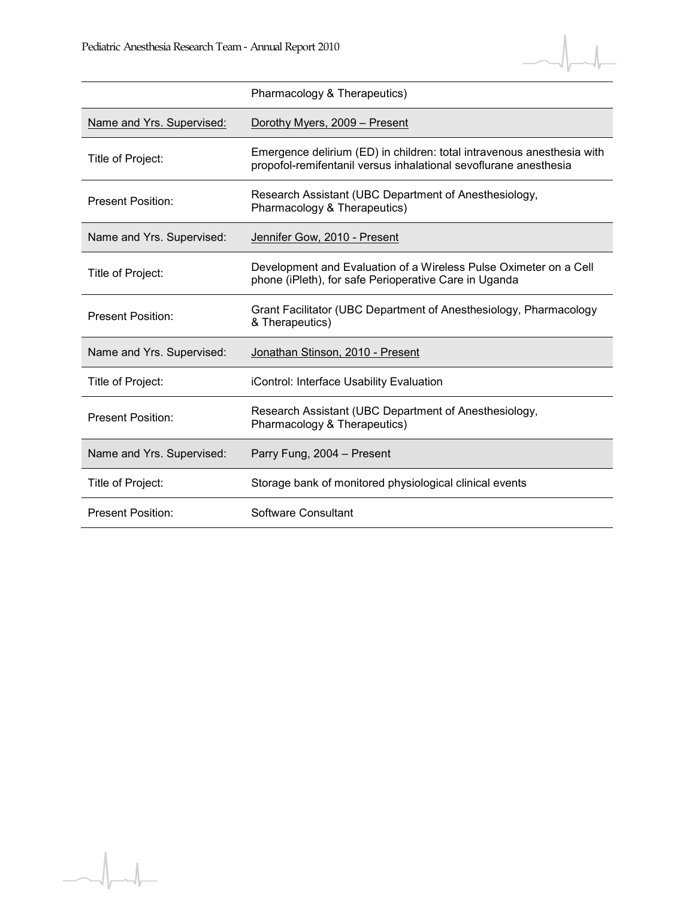| | |
|---|---|
| | Pharmacology & Therapeutics) |
| Name and Yrs. Supervised: | Dorothy Myers, 2009 – Present |
| Title of Project: | Emergence delirium (ED) in children: total intravenous anesthesia with propofol-remifentanil versus inhalational sevoflurane anesthesia |
| Present Position: | Research Assistant (UBC Department of Anesthesiology, Pharmacology & Therapeutics) |
| Name and Yrs. Supervised: | Jennifer Gow, 2010 - Present |
| Title of Project: | Development and Evaluation of a Wireless Pulse Oximeter on a Cell phone (iPleth), for safe Perioperative Care in Uganda |
| Present Position: | Grant Facilitator (UBC Department of Anesthesiology, Pharmacology & Therapeutics) |
| Name and Yrs. Supervised: | Jonathan Stinson, 2010 - Present |
| Title of Project: | iControl: Interface Usability Evaluation |
| Present Position: | Research Assistant (UBC Department of Anesthesiology, Pharmacology & Therapeutics) |
| Name and Yrs. Supervised: | Parry Fung, 2004 – Present |
| Title of Project: | Storage bank of monitored physiological clinical events |
| Present Position: | Software Consultant |